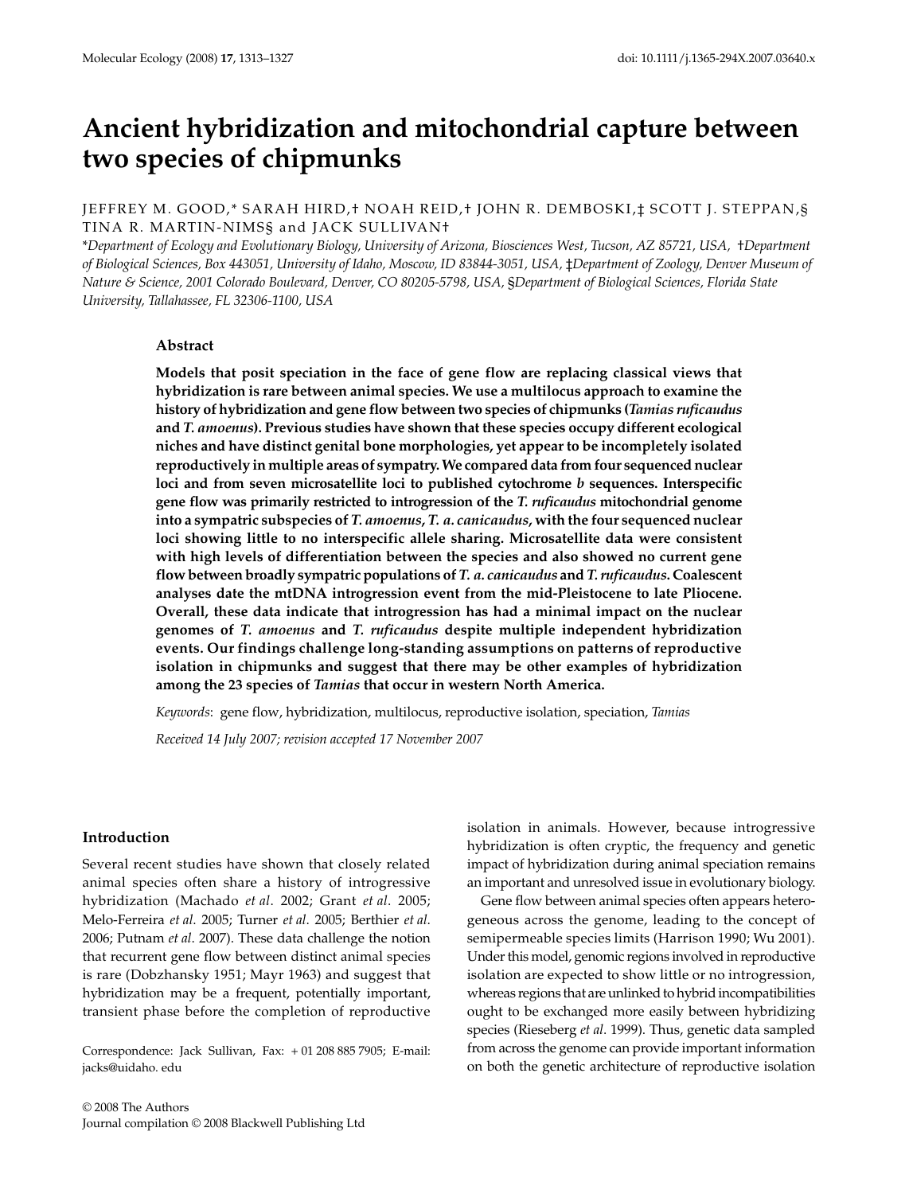# Ancient hybridization and mitochondrial capture between two species of chipmunks

JEFFREY M. GOOD,* SARAH HIRD,† NOAH REID,† JOHN R. DEMBOSKI,‡ SCOTT J. STEPPAN,§ TINA R. MARTIN-NIMS§ and JACK SULLIVAN†

*Department of Ecology and Evolutionary Biology, University of Arizona, Biosciences West, Tucson, AZ 85721, USA, †Department of Biological Sciences, Box 443051, University of Idaho, Moscow, ID 83844-3051, USA, ‡Department of Zoology, Denver Museum of Nature & Science, 2001 Colorado Boulevard, Denver, CO 80205-5798, USA, §Department of Biological Sciences, Florida State University, Tallahassee, FL 32306-1100, USA*

## Abstract

**Models that posit speciation in the face of gene flow are replacing classical views that hybridization is rare between animal species. We use a multilocus approach to examine the history of hybridization and gene flow between two species of chipmunks (*Tamias ruficaudus* and *T. amoenus*). Previous studies have shown that these species occupy different ecological niches and have distinct genital bone morphologies, yet appear to be incompletely isolated reproductively in multiple areas of sympatry. We compared data from four sequenced nuclear loci and from seven microsatellite loci to published cytochrome *b* sequences. Interspecific gene flow was primarily restricted to introgression of the *T. ruficaudus* mitochondrial genome into a sympatric subspecies of *T. amoenus*, *T. a. canicaudus*, with the four sequenced nuclear loci showing little to no interspecific allele sharing. Microsatellite data were consistent with high levels of differentiation between the species and also showed no current gene flow between broadly sympatric populations of *T. a. canicaudus* and *T. ruficaudus*. Coalescent analyses date the mtDNA introgression event from the mid-Pleistocene to late Pliocene. Overall, these data indicate that introgression has had a minimal impact on the nuclear genomes of *T. amoenus* and *T. ruficaudus* despite multiple independent hybridization events. Our findings challenge long-standing assumptions on patterns of reproductive isolation in chipmunks and suggest that there may be other examples of hybridization among the 23 species of *Tamias* that occur in western North America.**

*Keywords*: gene flow, hybridization, multilocus, reproductive isolation, speciation, *Tamias*

*Received 14 July 2007; revision accepted 17 November 2007*

## Introduction

Several recent studies have shown that closely related animal species often share a history of introgressive hybridization (Machado *et al*. 2002; Grant *et al*. 2005; Melo-Ferreira *et al.* 2005; Turner *et al*. 2005; Berthier *et al.* 2006; Putnam *et al*. 2007). These data challenge the notion that recurrent gene flow between distinct animal species is rare (Dobzhansky 1951; Mayr 1963) and suggest that hybridization may be a frequent, potentially important, transient phase before the completion of reproductive isolation in animals. However, because introgressive hybridization is often cryptic, the frequency and genetic impact of hybridization during animal speciation remains an important and unresolved issue in evolutionary biology.

Gene flow between animal species often appears heterogeneous across the genome, leading to the concept of semipermeable species limits (Harrison 1990; Wu 2001). Under this model, genomic regions involved in reproductive isolation are expected to show little or no introgression, whereas regions that are unlinked to hybrid incompatibilities ought to be exchanged more easily between hybridizing species (Rieseberg *et al*. 1999). Thus, genetic data sampled from across the genome can provide important information on both the genetic architecture of reproductive isolation

Correspondence: Jack Sullivan, Fax: + 01 208 885 7905; E-mail: jacks@uidaho. edu

© 2008 The Authors
Journal compilation © 2008 Blackwell Publishing Ltd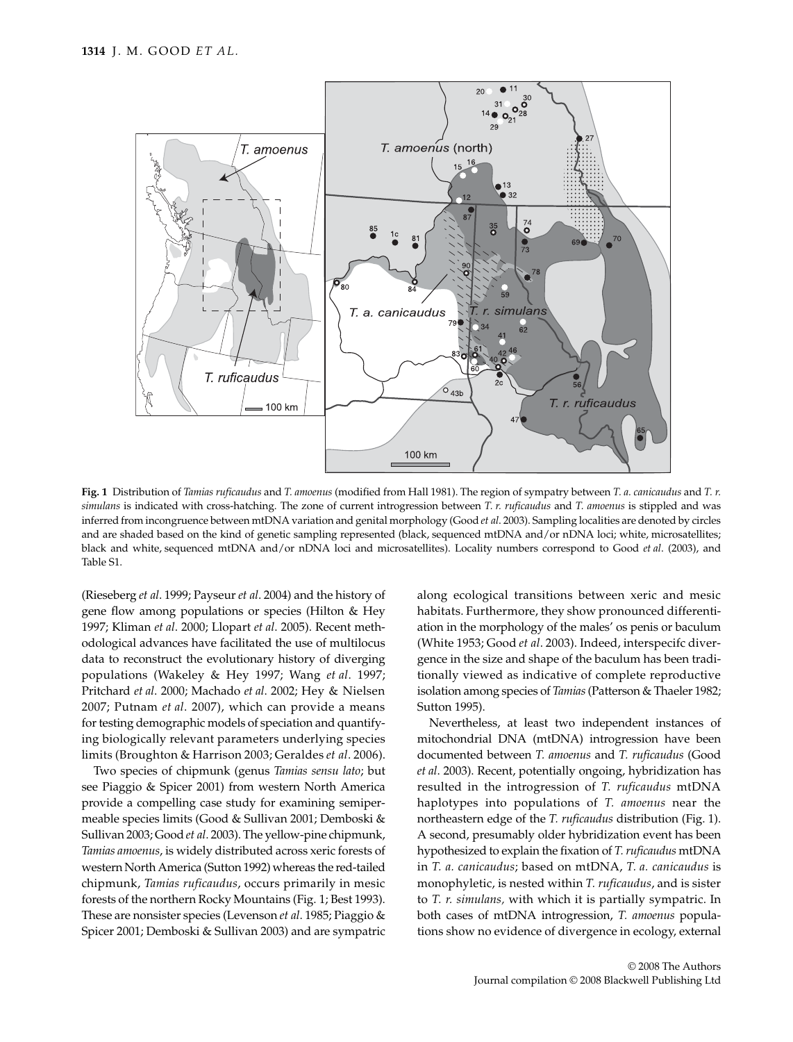**Fig. 1** Distribution of *Tamias ruficaudus* and *T. amoenus* (modified from Hall 1981). The region of sympatry between *T. a. canicaudus* and *T. r. simulans* is indicated with cross-hatching. The zone of current introgression between *T. r. ruficaudus* and *T. amoenus* is stippled and was inferred from incongruence between mtDNA variation and genital morphology (Good *et al*. 2003). Sampling localities are denoted by circles and are shaded based on the kind of genetic sampling represented (black, sequenced mtDNA and/or nDNA loci; white, microsatellites; black and white, sequenced mtDNA and/or nDNA loci and microsatellites). Locality numbers correspond to Good *et al*. (2003), and Table S1.

(Rieseberg *et al*. 1999; Payseur *et al*. 2004) and the history of gene flow among populations or species (Hilton & Hey 1997; Kliman *et al*. 2000; Llopart *et al*. 2005). Recent methodological advances have facilitated the use of multilocus data to reconstruct the evolutionary history of diverging populations (Wakeley & Hey 1997; Wang *et al*. 1997; Pritchard *et al*. 2000; Machado *et al*. 2002; Hey & Nielsen 2007; Putnam *et al*. 2007), which can provide a means for testing demographic models of speciation and quantifying biologically relevant parameters underlying species limits (Broughton & Harrison 2003; Geraldes *et al*. 2006).

Two species of chipmunk (genus *Tamias sensu lato*; but see Piaggio & Spicer 2001) from western North America provide a compelling case study for examining semipermeable species limits (Good & Sullivan 2001; Demboski & Sullivan 2003; Good *et al*. 2003). The yellow-pine chipmunk, *Tamias amoenus*, is widely distributed across xeric forests of western North America (Sutton 1992) whereas the red-tailed chipmunk, *Tamias ruficaudus*, occurs primarily in mesic forests of the northern Rocky Mountains (Fig. 1; Best 1993). These are nonsister species (Levenson *et al*. 1985; Piaggio & Spicer 2001; Demboski & Sullivan 2003) and are sympatric along ecological transitions between xeric and mesic habitats. Furthermore, they show pronounced differentiation in the morphology of the males' os penis or baculum (White 1953; Good *et al*. 2003). Indeed, interspecifc divergence in the size and shape of the baculum has been traditionally viewed as indicative of complete reproductive isolation among species of *Tamias* (Patterson & Thaeler 1982; Sutton 1995).

Nevertheless, at least two independent instances of mitochondrial DNA (mtDNA) introgression have been documented between *T. amoenus* and *T. ruficaudus* (Good *et al*. 2003). Recent, potentially ongoing, hybridization has resulted in the introgression of *T. ruficaudus* mtDNA haplotypes into populations of *T. amoenus* near the northeastern edge of the *T. ruficaudus* distribution (Fig. 1). A second, presumably older hybridization event has been hypothesized to explain the fixation of *T. ruficaudus* mtDNA in *T. a. canicaudus*; based on mtDNA, *T. a. canicaudus* is monophyletic, is nested within *T. ruficaudus*, and is sister to *T. r. simulans,* with which it is partially sympatric. In both cases of mtDNA introgression, *T. amoenus* populations show no evidence of divergence in ecology, external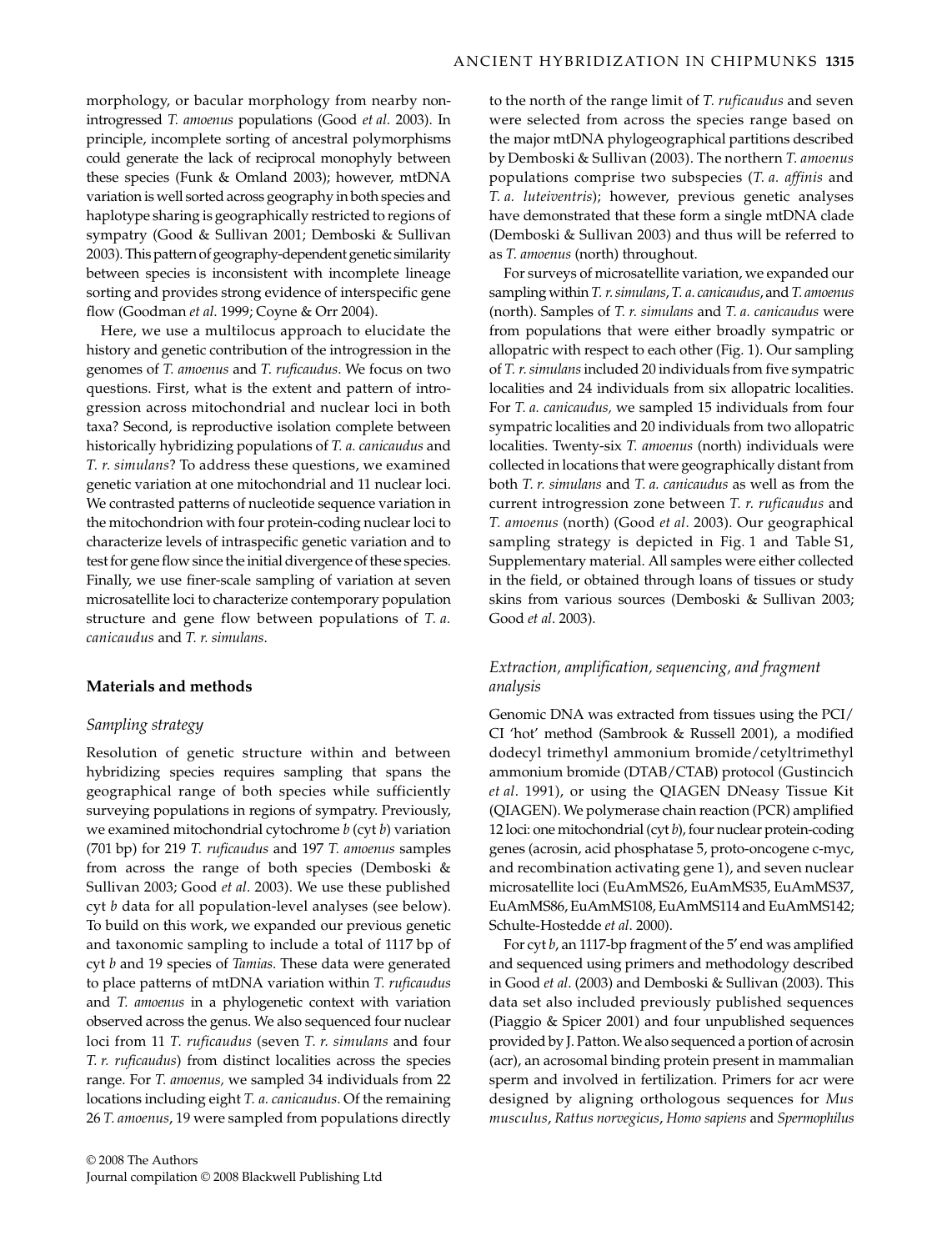morphology, or bacular morphology from nearby non-introgressed *T. amoenus* populations (Good *et al*. 2003). In principle, incomplete sorting of ancestral polymorphisms could generate the lack of reciprocal monophyly between these species (Funk & Omland 2003); however, mtDNA variation is well sorted across geography in both species and haplotype sharing is geographically restricted to regions of sympatry (Good & Sullivan 2001; Demboski & Sullivan 2003). This pattern of geography-dependent genetic similarity between species is inconsistent with incomplete lineage sorting and provides strong evidence of interspecific gene flow (Goodman *et al*. 1999; Coyne & Orr 2004).

Here, we use a multilocus approach to elucidate the history and genetic contribution of the introgression in the genomes of *T. amoenus* and *T. ruficaudus*. We focus on two questions. First, what is the extent and pattern of introgression across mitochondrial and nuclear loci in both taxa? Second, is reproductive isolation complete between historically hybridizing populations of *T. a. canicaudus* and *T. r. simulans*? To address these questions, we examined genetic variation at one mitochondrial and 11 nuclear loci. We contrasted patterns of nucleotide sequence variation in the mitochondrion with four protein-coding nuclear loci to characterize levels of intraspecific genetic variation and to test for gene flow since the initial divergence of these species. Finally, we use finer-scale sampling of variation at seven microsatellite loci to characterize contemporary population structure and gene flow between populations of *T. a. canicaudus* and *T. r. simulans*.

## Materials and methods

### *Sampling strategy*

Resolution of genetic structure within and between hybridizing species requires sampling that spans the geographical range of both species while sufficiently surveying populations in regions of sympatry. Previously, we examined mitochondrial cytochrome *b* (cyt *b*) variation (701 bp) for 219 *T. ruficaudus* and 197 *T. amoenus* samples from across the range of both species (Demboski & Sullivan 2003; Good *et al*. 2003). We use these published cyt *b* data for all population-level analyses (see below). To build on this work, we expanded our previous genetic and taxonomic sampling to include a total of 1117 bp of cyt *b* and 19 species of *Tamias*. These data were generated to place patterns of mtDNA variation within *T. ruficaudus* and *T. amoenus* in a phylogenetic context with variation observed across the genus. We also sequenced four nuclear loci from 11 *T. ruficaudus* (seven *T. r. simulans* and four *T. r. ruficaudus*) from distinct localities across the species range. For *T. amoenus,* we sampled 34 individuals from 22 locations including eight *T. a. canicaudus*. Of the remaining 26 *T. amoenus*, 19 were sampled from populations directly to the north of the range limit of *T. ruficaudus* and seven were selected from across the species range based on the major mtDNA phylogeographical partitions described by Demboski & Sullivan (2003). The northern *T. amoenus* populations comprise two subspecies (*T. a. affinis* and *T. a. luteiventris*); however, previous genetic analyses have demonstrated that these form a single mtDNA clade (Demboski & Sullivan 2003) and thus will be referred to as *T. amoenus* (north) throughout.

For surveys of microsatellite variation, we expanded our sampling within *T. r. simulans*, *T. a. canicaudus*, and *T. amoenus* (north). Samples of *T. r. simulans* and *T. a. canicaudus* were from populations that were either broadly sympatric or allopatric with respect to each other (Fig. 1). Our sampling of *T. r. simulans* included 20 individuals from five sympatric localities and 24 individuals from six allopatric localities. For *T. a. canicaudus,* we sampled 15 individuals from four sympatric localities and 20 individuals from two allopatric localities. Twenty-six *T. amoenus* (north) individuals were collected in locations that were geographically distant from both *T. r. simulans* and *T. a. canicaudus* as well as from the current introgression zone between *T. r. ruficaudus* and *T. amoenus* (north) (Good *et al*. 2003). Our geographical sampling strategy is depicted in Fig. 1 and Table S1, Supplementary material. All samples were either collected in the field, or obtained through loans of tissues or study skins from various sources (Demboski & Sullivan 2003; Good *et al*. 2003).

### *Extraction, amplification, sequencing, and fragment analysis*

Genomic DNA was extracted from tissues using the PCI/CI 'hot' method (Sambrook & Russell 2001), a modified dodecyl trimethyl ammonium bromide/cetyltrimethyl ammonium bromide (DTAB/CTAB) protocol (Gustincich *et al*. 1991), or using the QIAGEN DNeasy Tissue Kit (QIAGEN). We polymerase chain reaction (PCR) amplified 12 loci: one mitochondrial (cyt *b*), four nuclear protein-coding genes (acrosin, acid phosphatase 5, proto-oncogene c-myc, and recombination activating gene 1), and seven nuclear microsatellite loci (EuAmMS26, EuAmMS35, EuAmMS37, EuAmMS86, EuAmMS108, EuAmMS114 and EuAmMS142; Schulte-Hostedde *et al*. 2000).

For cyt *b*, an 1117-bp fragment of the 5′ end was amplified and sequenced using primers and methodology described in Good *et al*. (2003) and Demboski & Sullivan (2003). This data set also included previously published sequences (Piaggio & Spicer 2001) and four unpublished sequences provided by J. Patton. We also sequenced a portion of acrosin (acr), an acrosomal binding protein present in mammalian sperm and involved in fertilization. Primers for acr were designed by aligning orthologous sequences for *Mus musculus*, *Rattus norvegicus*, *Homo sapiens* and *Spermophilus*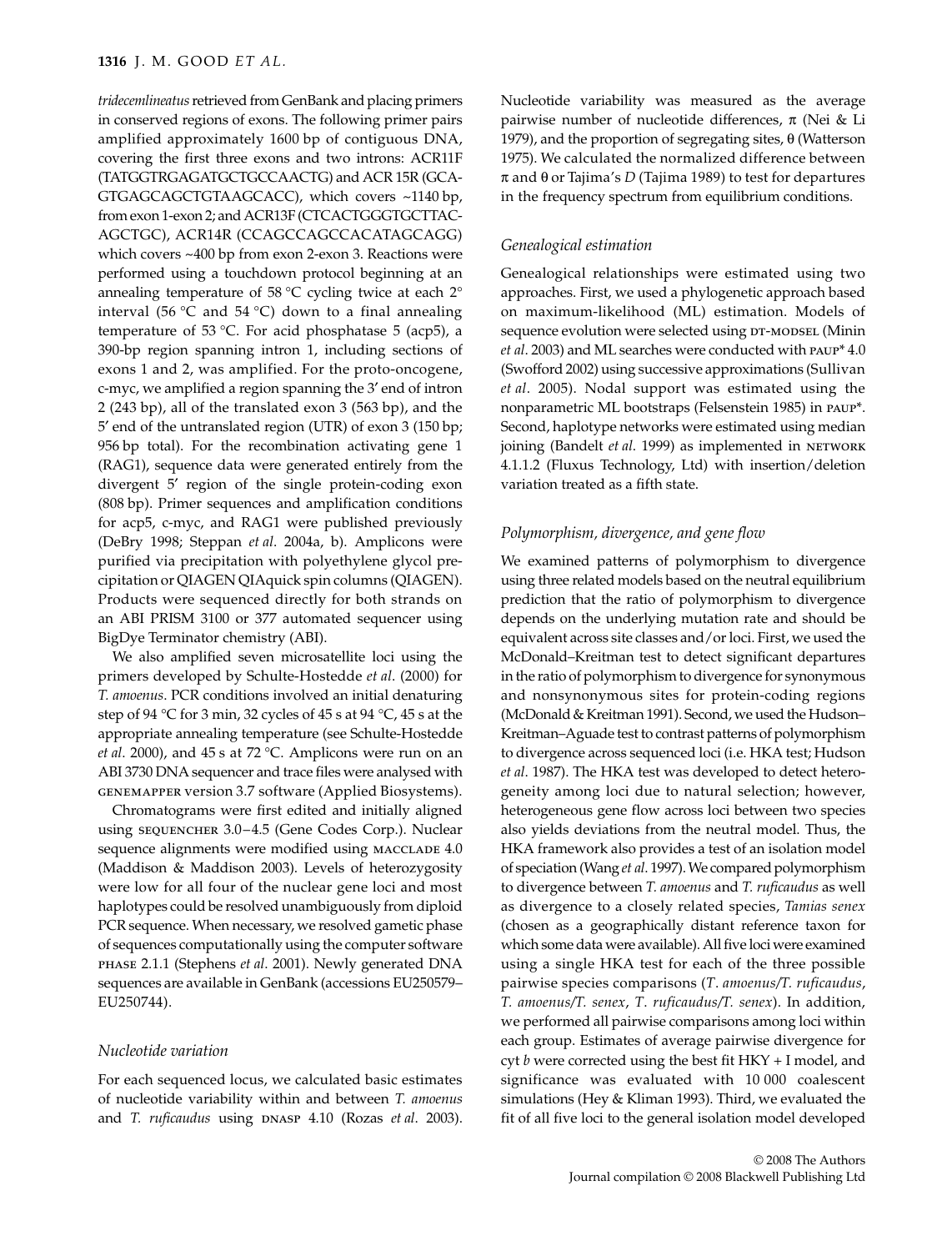*tridecemlineatus* retrieved from GenBank and placing primers in conserved regions of exons. The following primer pairs amplified approximately 1600 bp of contiguous DNA, covering the first three exons and two introns: ACR11F (TATGGTRGAGATGCTGCCAACTG) and ACR 15R (GCAGTGAGCAGCTGTAAGCACC), which covers ~1140 bp, from exon 1-exon 2; and ACR13F (CTCACTGGGTGCTTACAGCTGC), ACR14R (CCAGCCAGCCACATAGCAGG) which covers ~400 bp from exon 2-exon 3. Reactions were performed using a touchdown protocol beginning at an annealing temperature of 58 °C cycling twice at each 2° interval (56 °C and 54 °C) down to a final annealing temperature of 53 °C. For acid phosphatase 5 (acp5), a 390-bp region spanning intron 1, including sections of exons 1 and 2, was amplified. For the proto-oncogene, c-myc, we amplified a region spanning the 3′ end of intron 2 (243 bp), all of the translated exon 3 (563 bp), and the 5′ end of the untranslated region (UTR) of exon 3 (150 bp; 956 bp total). For the recombination activating gene 1 (RAG1), sequence data were generated entirely from the divergent 5′ region of the single protein-coding exon (808 bp). Primer sequences and amplification conditions for acp5, c-myc, and RAG1 were published previously (DeBry 1998; Steppan *et al*. 2004a, b). Amplicons were purified via precipitation with polyethylene glycol precipitation or QIAGEN QIAquick spin columns (QIAGEN). Products were sequenced directly for both strands on an ABI PRISM 3100 or 377 automated sequencer using BigDye Terminator chemistry (ABI).

We also amplified seven microsatellite loci using the primers developed by Schulte-Hostedde *et al*. (2000) for *T. amoenus*. PCR conditions involved an initial denaturing step of 94 °C for 3 min, 32 cycles of 45 s at 94 °C, 45 s at the appropriate annealing temperature (see Schulte-Hostedde *et al*. 2000), and 45 s at 72 °C. Amplicons were run on an ABI 3730 DNA sequencer and trace files were analysed with GENEMAPPER version 3.7 software (Applied Biosystems).

Chromatograms were first edited and initially aligned using SEQUENCHER 3.0–4.5 (Gene Codes Corp.). Nuclear sequence alignments were modified using MACCLADE 4.0 (Maddison & Maddison 2003). Levels of heterozygosity were low for all four of the nuclear gene loci and most haplotypes could be resolved unambiguously from diploid PCR sequence. When necessary, we resolved gametic phase of sequences computationally using the computer software PHASE 2.1.1 (Stephens *et al*. 2001). Newly generated DNA sequences are available in GenBank (accessions EU250579–EU250744).

### *Nucleotide variation*

For each sequenced locus, we calculated basic estimates of nucleotide variability within and between *T. amoenus* and *T. ruficaudus* using DNASP 4.10 (Rozas *et al*. 2003). Nucleotide variability was measured as the average pairwise number of nucleotide differences, $\pi$ (Nei & Li 1979), and the proportion of segregating sites, $\theta$ (Watterson 1975). We calculated the normalized difference between $\pi$ and $\theta$ or Tajima's *D* (Tajima 1989) to test for departures in the frequency spectrum from equilibrium conditions.

### *Genealogical estimation*

Genealogical relationships were estimated using two approaches. First, we used a phylogenetic approach based on maximum-likelihood (ML) estimation. Models of sequence evolution were selected using DT-MODSEL (Minin *et al*. 2003) and ML searches were conducted with PAUP* 4.0 (Swofford 2002) using successive approximations (Sullivan *et al*. 2005). Nodal support was estimated using the nonparametric ML bootstraps (Felsenstein 1985) in PAUP*. Second, haplotype networks were estimated using median joining (Bandelt *et al*. 1999) as implemented in NETWORK 4.1.1.2 (Fluxus Technology, Ltd) with insertion/deletion variation treated as a fifth state.

### *Polymorphism, divergence, and gene flow*

We examined patterns of polymorphism to divergence using three related models based on the neutral equilibrium prediction that the ratio of polymorphism to divergence depends on the underlying mutation rate and should be equivalent across site classes and/or loci. First, we used the McDonald–Kreitman test to detect significant departures in the ratio of polymorphism to divergence for synonymous and nonsynonymous sites for protein-coding regions (McDonald & Kreitman 1991). Second, we used the Hudson–Kreitman–Aguade test to contrast patterns of polymorphism to divergence across sequenced loci (i.e. HKA test; Hudson *et al*. 1987). The HKA test was developed to detect heterogeneity among loci due to natural selection; however, heterogeneous gene flow across loci between two species also yields deviations from the neutral model. Thus, the HKA framework also provides a test of an isolation model of speciation (Wang *et al*. 1997). We compared polymorphism to divergence between *T. amoenus* and *T. ruficaudus* as well as divergence to a closely related species, *Tamias senex* (chosen as a geographically distant reference taxon for which some data were available). All five loci were examined using a single HKA test for each of the three possible pairwise species comparisons (*T. amoenus*/*T. ruficaudus*, *T. amoenus*/*T. senex*, *T. ruficaudus*/*T. senex*). In addition, we performed all pairwise comparisons among loci within each group. Estimates of average pairwise divergence for cyt *b* were corrected using the best fit HKY + I model, and significance was evaluated with 10 000 coalescent simulations (Hey & Kliman 1993). Third, we evaluated the fit of all five loci to the general isolation model developed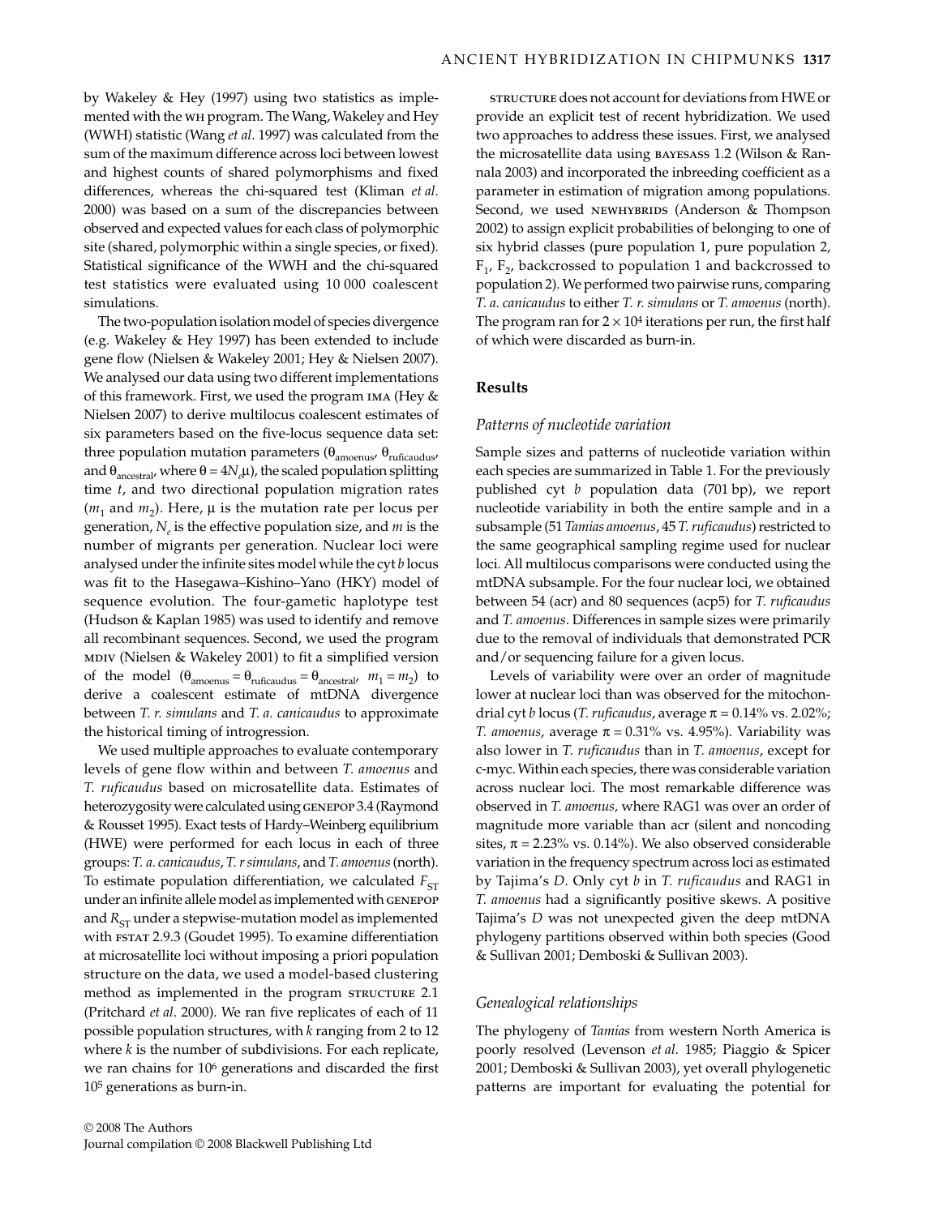by Wakeley & Hey (1997) using two statistics as implemented with the WH program. The Wang, Wakeley and Hey (WWH) statistic (Wang *et al*. 1997) was calculated from the sum of the maximum difference across loci between lowest and highest counts of shared polymorphisms and fixed differences, whereas the chi-squared test (Kliman *et al*. 2000) was based on a sum of the discrepancies between observed and expected values for each class of polymorphic site (shared, polymorphic within a single species, or fixed). Statistical significance of the WWH and the chi-squared test statistics were evaluated using 10 000 coalescent simulations.

The two-population isolation model of species divergence (e.g. Wakeley & Hey 1997) has been extended to include gene flow (Nielsen & Wakeley 2001; Hey & Nielsen 2007). We analysed our data using two different implementations of this framework. First, we used the program IMA (Hey & Nielsen 2007) to derive multilocus coalescent estimates of six parameters based on the five-locus sequence data set: three population mutation parameters ($\theta_{amoenus}$, $\theta_{ruficaudus}$, and $\theta_{ancestral}$, where $\theta = 4N_e\mu$), the scaled population splitting time $t$, and two directional population migration rates ($m_1$ and $m_2$). Here, $\mu$ is the mutation rate per locus per generation, $N_e$ is the effective population size, and $m$ is the number of migrants per generation. Nuclear loci were analysed under the infinite sites model while the cyt *b* locus was fit to the Hasegawa–Kishino–Yano (HKY) model of sequence evolution. The four-gametic haplotype test (Hudson & Kaplan 1985) was used to identify and remove all recombinant sequences. Second, we used the program MDIV (Nielsen & Wakeley 2001) to fit a simplified version of the model ($\theta_{amoenus} = \theta_{ruficaudus} = \theta_{ancestral}$, $m_1 = m_2$) to derive a coalescent estimate of mtDNA divergence between *T. r. simulans* and *T. a. canicaudus* to approximate the historical timing of introgression.

We used multiple approaches to evaluate contemporary levels of gene flow within and between *T. amoenus* and *T. ruficaudus* based on microsatellite data. Estimates of heterozygosity were calculated using GENEPOP 3.4 (Raymond & Rousset 1995). Exact tests of Hardy–Weinberg equilibrium (HWE) were performed for each locus in each of three groups: *T. a. canicaudus*, *T. r simulans*, and *T. amoenus* (north). To estimate population differentiation, we calculated $F_{ST}$ under an infinite allele model as implemented with GENEPOP and $R_{ST}$ under a stepwise-mutation model as implemented with FSTAT 2.9.3 (Goudet 1995). To examine differentiation at microsatellite loci without imposing a priori population structure on the data, we used a model-based clustering method as implemented in the program STRUCTURE 2.1 (Pritchard *et al*. 2000). We ran five replicates of each of 11 possible population structures, with $k$ ranging from 2 to 12 where $k$ is the number of subdivisions. For each replicate, we ran chains for $10^6$ generations and discarded the first $10^5$ generations as burn-in.

STRUCTURE does not account for deviations from HWE or provide an explicit test of recent hybridization. We used two approaches to address these issues. First, we analysed the microsatellite data using BAYESASS 1.2 (Wilson & Rannala 2003) and incorporated the inbreeding coefficient as a parameter in estimation of migration among populations. Second, we used NEWHYBRIDS (Anderson & Thompson 2002) to assign explicit probabilities of belonging to one of six hybrid classes (pure population 1, pure population 2, $F_1$, $F_2$, backcrossed to population 1 and backcrossed to population 2). We performed two pairwise runs, comparing *T. a. canicaudus* to either *T. r. simulans* or *T. amoenus* (north). The program ran for $2 \times 10^4$ iterations per run, the first half of which were discarded as burn-in.

## Results

### Patterns of nucleotide variation

Sample sizes and patterns of nucleotide variation within each species are summarized in Table 1. For the previously published cyt *b* population data (701 bp), we report nucleotide variability in both the entire sample and in a subsample (51 *Tamias amoenus*, 45 *T. ruficaudus*) restricted to the same geographical sampling regime used for nuclear loci. All multilocus comparisons were conducted using the mtDNA subsample. For the four nuclear loci, we obtained between 54 (acr) and 80 sequences (acp5) for *T. ruficaudus* and *T. amoenus*. Differences in sample sizes were primarily due to the removal of individuals that demonstrated PCR and/or sequencing failure for a given locus.

Levels of variability were over an order of magnitude lower at nuclear loci than was observed for the mitochondrial cyt *b* locus (*T. ruficaudus*, average $\pi = 0.14\%$ vs. 2.02%; *T. amoenus*, average $\pi = 0.31\%$ vs. 4.95%). Variability was also lower in *T. ruficaudus* than in *T. amoenus*, except for c-myc. Within each species, there was considerable variation across nuclear loci. The most remarkable difference was observed in *T. amoenus,* where RAG1 was over an order of magnitude more variable than acr (silent and noncoding sites, $\pi = 2.23\%$ vs. 0.14%). We also observed considerable variation in the frequency spectrum across loci as estimated by Tajima's *D*. Only cyt *b* in *T. ruficaudus* and RAG1 in *T. amoenus* had a significantly positive skews. A positive Tajima's *D* was not unexpected given the deep mtDNA phylogeny partitions observed within both species (Good & Sullivan 2001; Demboski & Sullivan 2003).

### Genealogical relationships

The phylogeny of *Tamias* from western North America is poorly resolved (Levenson *et al*. 1985; Piaggio & Spicer 2001; Demboski & Sullivan 2003), yet overall phylogenetic patterns are important for evaluating the potential for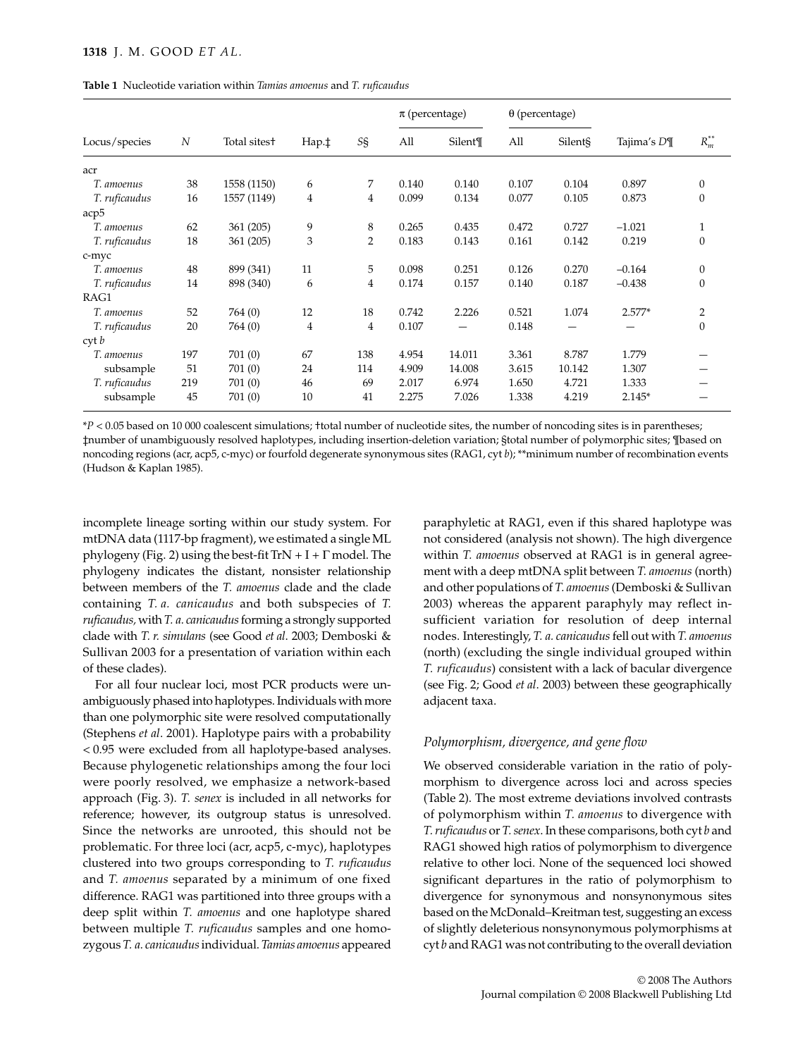**Table 1** Nucleotide variation within *Tamias amoenus* and *T. ruficaudus*

| Locus/species | $N$ | Total sites† | Hap.‡ | $S$§ | π (percentage) All | π (percentage) Silent¶ | θ (percentage) All | θ (percentage) Silent§ | Tajima's $D$¶ | $R_m^{**}$ |
|---|---|---|---|---|---|---|---|---|---|---|
| acr | | | | | | | | | | |
| *T. amoenus* | 38 | 1558 (1150) | 6 | 7 | 0.140 | 0.140 | 0.107 | 0.104 | 0.897 | 0 |
| *T. ruficaudus* | 16 | 1557 (1149) | 4 | 4 | 0.099 | 0.134 | 0.077 | 0.105 | 0.873 | 0 |
| acp5 | | | | | | | | | | |
| *T. amoenus* | 62 | 361 (205) | 9 | 8 | 0.265 | 0.435 | 0.472 | 0.727 | −1.021 | 1 |
| *T. ruficaudus* | 18 | 361 (205) | 3 | 2 | 0.183 | 0.143 | 0.161 | 0.142 | 0.219 | 0 |
| c-myc | | | | | | | | | | |
| *T. amoenus* | 48 | 899 (341) | 11 | 5 | 0.098 | 0.251 | 0.126 | 0.270 | −0.164 | 0 |
| *T. ruficaudus* | 14 | 898 (340) | 6 | 4 | 0.174 | 0.157 | 0.140 | 0.187 | −0.438 | 0 |
| RAG1 | | | | | | | | | | |
| *T. amoenus* | 52 | 764 (0) | 12 | 18 | 0.742 | 2.226 | 0.521 | 1.074 | 2.577* | 2 |
| *T. ruficaudus* | 20 | 764 (0) | 4 | 4 | 0.107 | — | 0.148 | — | — | 0 |
| cyt *b* | | | | | | | | | | |
| *T. amoenus* | 197 | 701 (0) | 67 | 138 | 4.954 | 14.011 | 3.361 | 8.787 | 1.779 | — |
| subsample | 51 | 701 (0) | 24 | 114 | 4.909 | 14.008 | 3.615 | 10.142 | 1.307 | — |
| *T. ruficaudus* | 219 | 701 (0) | 46 | 69 | 2.017 | 6.974 | 1.650 | 4.721 | 1.333 | — |
| subsample | 45 | 701 (0) | 10 | 41 | 2.275 | 7.026 | 1.338 | 4.219 | 2.145* | — |

*$P < 0.05$ based on 10 000 coalescent simulations; †total number of nucleotide sites, the number of noncoding sites is in parentheses; ‡number of unambiguously resolved haplotypes, including insertion-deletion variation; §total number of polymorphic sites; ¶based on noncoding regions (acr, acp5, c-myc) or fourfold degenerate synonymous sites (RAG1, cyt *b*); **minimum number of recombination events (Hudson & Kaplan 1985).

incomplete lineage sorting within our study system. For mtDNA data (1117-bp fragment), we estimated a single ML phylogeny (Fig. 2) using the best-fit TrN + I + Γ model. The phylogeny indicates the distant, nonsister relationship between members of the *T. amoenus* clade and the clade containing *T. a. canicaudus* and both subspecies of *T. ruficaudus*, with *T. a. canicaudus* forming a strongly supported clade with *T. r. simulans* (see Good *et al*. 2003; Demboski & Sullivan 2003 for a presentation of variation within each of these clades).

For all four nuclear loci, most PCR products were unambiguously phased into haplotypes. Individuals with more than one polymorphic site were resolved computationally (Stephens *et al*. 2001). Haplotype pairs with a probability < 0.95 were excluded from all haplotype-based analyses. Because phylogenetic relationships among the four loci were poorly resolved, we emphasize a network-based approach (Fig. 3). *T. senex* is included in all networks for reference; however, its outgroup status is unresolved. Since the networks are unrooted, this should not be problematic. For three loci (acr, acp5, c-myc), haplotypes clustered into two groups corresponding to *T. ruficaudus* and *T. amoenus* separated by a minimum of one fixed difference. RAG1 was partitioned into three groups with a deep split within *T. amoenus* and one haplotype shared between multiple *T. ruficaudus* samples and one homozygous *T. a. canicaudus* individual. *Tamias amoenus* appeared paraphyletic at RAG1, even if this shared haplotype was not considered (analysis not shown). The high divergence within *T. amoenus* observed at RAG1 is in general agreement with a deep mtDNA split between *T. amoenus* (north) and other populations of *T. amoenus* (Demboski & Sullivan 2003) whereas the apparent paraphyly may reflect insufficient variation for resolution of deep internal nodes. Interestingly, *T. a. canicaudus* fell out with *T. amoenus* (north) (excluding the single individual grouped within *T. ruficaudus*) consistent with a lack of bacular divergence (see Fig. 2; Good *et al*. 2003) between these geographically adjacent taxa.

### *Polymorphism, divergence, and gene flow*

We observed considerable variation in the ratio of polymorphism to divergence across loci and across species (Table 2). The most extreme deviations involved contrasts of polymorphism within *T. amoenus* to divergence with *T. ruficaudus* or *T. senex*. In these comparisons, both cyt *b* and RAG1 showed high ratios of polymorphism to divergence relative to other loci. None of the sequenced loci showed significant departures in the ratio of polymorphism to divergence for synonymous and nonsynonymous sites based on the McDonald–Kreitman test, suggesting an excess of slightly deleterious nonsynonymous polymorphisms at cyt *b* and RAG1 was not contributing to the overall deviation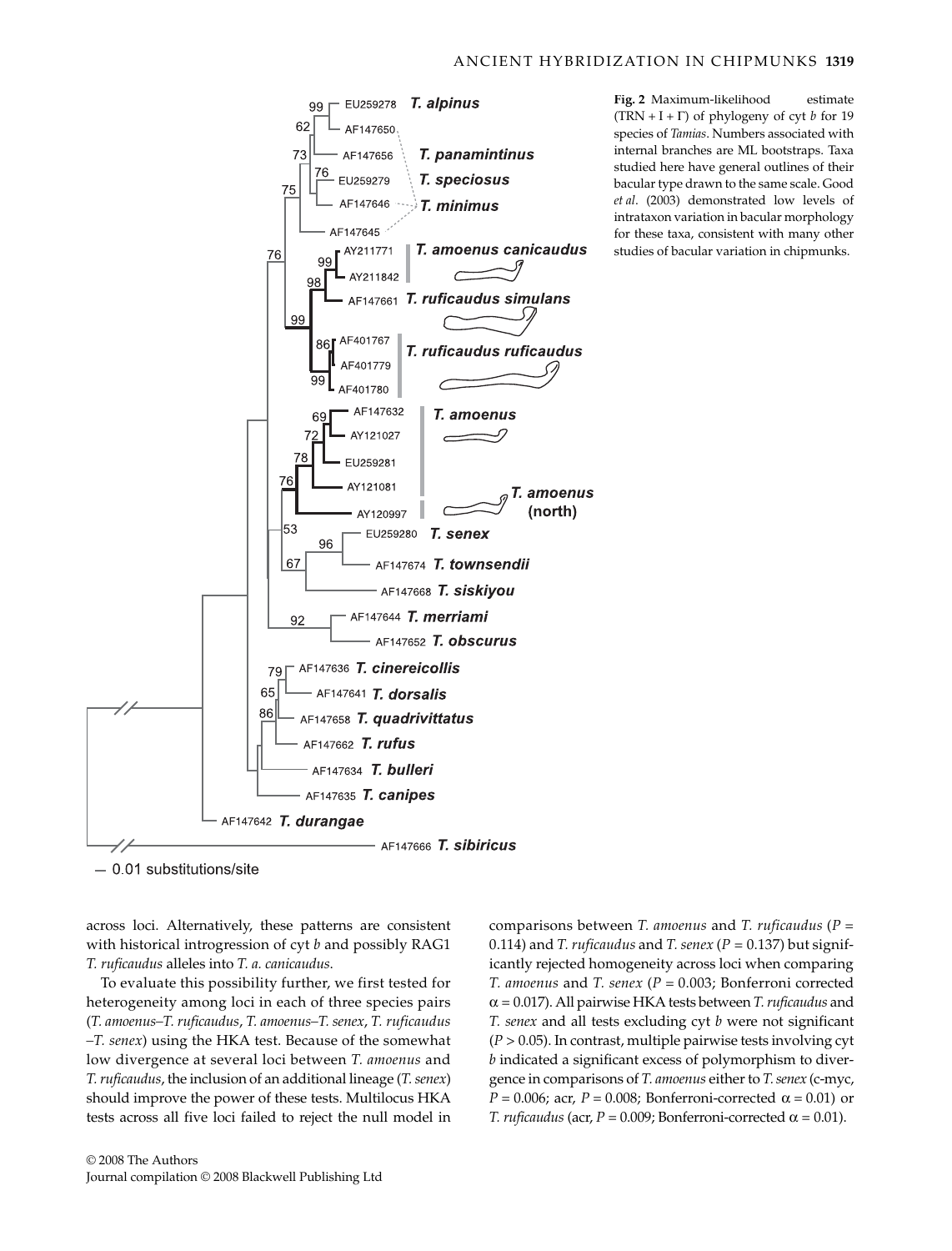Fig. 2 Maximum-likelihood estimate (TRN + I + Γ) of phylogeny of cyt *b* for 19 species of *Tamias*. Numbers associated with internal branches are ML bootstraps. Taxa studied here have general outlines of their bacular type drawn to the same scale. Good *et al*. (2003) demonstrated low levels of intrataxon variation in bacular morphology for these taxa, consistent with many other studies of bacular variation in chipmunks.

across loci. Alternatively, these patterns are consistent with historical introgression of cyt *b* and possibly RAG1 *T. ruficaudus* alleles into *T. a. canicaudus*.

To evaluate this possibility further, we first tested for heterogeneity among loci in each of three species pairs (*T. amoenus*–*T. ruficaudus*, *T. amoenus*–*T. senex*, *T. ruficaudus*–*T. senex*) using the HKA test. Because of the somewhat low divergence at several loci between *T. amoenus* and *T. ruficaudus*, the inclusion of an additional lineage (*T. senex*) should improve the power of these tests. Multilocus HKA tests across all five loci failed to reject the null model in comparisons between *T. amoenus* and *T. ruficaudus* ($P = 0.114$) and *T. ruficaudus* and *T. senex* ($P = 0.137$) but significantly rejected homogeneity across loci when comparing *T. amoenus* and *T. senex* ($P = 0.003$; Bonferroni corrected $\alpha = 0.017$). All pairwise HKA tests between *T. ruficaudus* and *T. senex* and all tests excluding cyt *b* were not significant ($P > 0.05$). In contrast, multiple pairwise tests involving cyt *b* indicated a significant excess of polymorphism to divergence in comparisons of *T. amoenus* either to *T. senex* (c-myc, $P = 0.006$; acr, $P = 0.008$; Bonferroni-corrected $\alpha = 0.01$) or *T. ruficaudus* (acr, $P = 0.009$; Bonferroni-corrected $\alpha = 0.01$).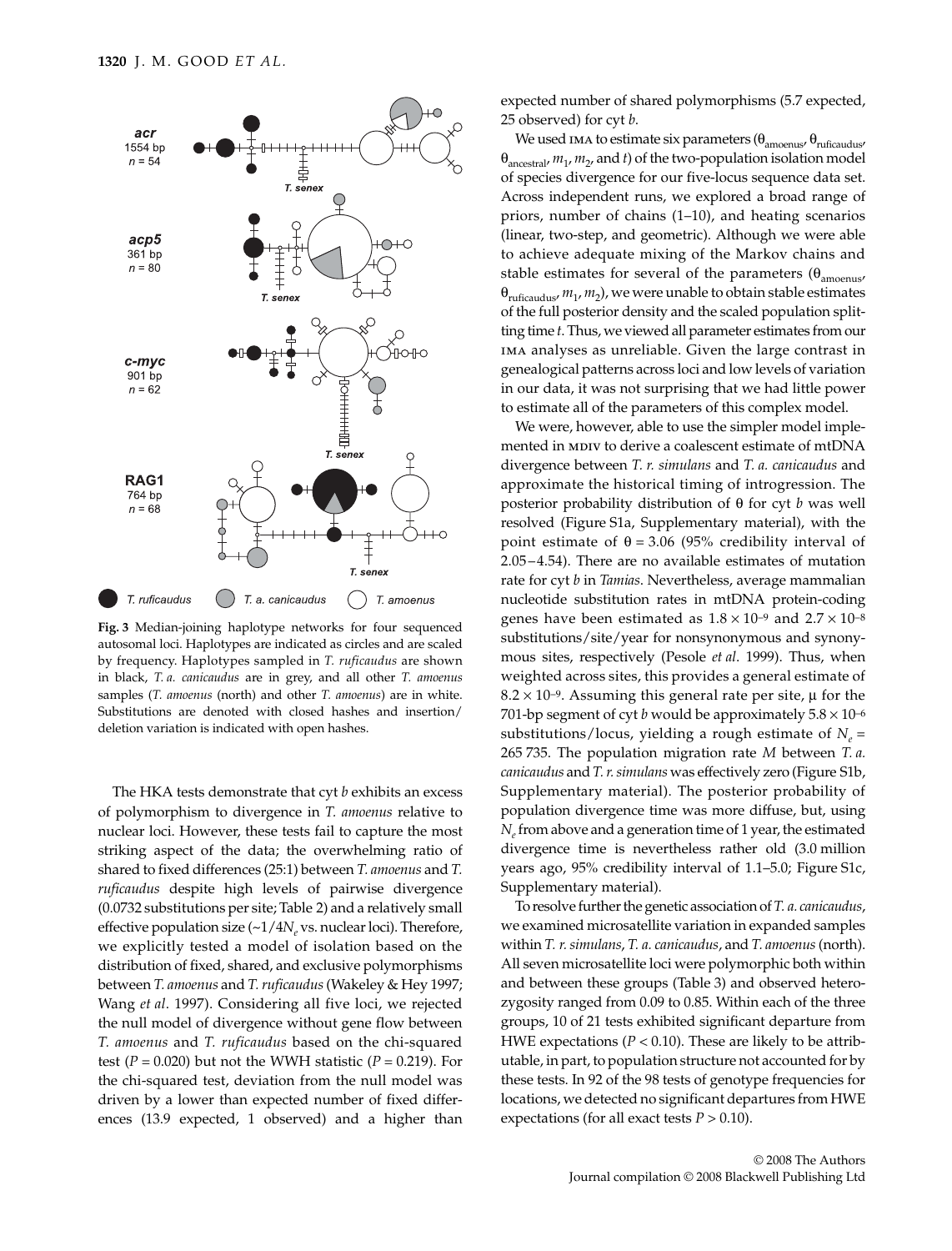acr
1554 bp
$n = 54$

T. senex

acp5
361 bp
$n = 80$

T. senex

c-myc
901 bp
$n = 62$

T. senex

RAG1
764 bp
$n = 68$

T. senex

*T. ruficaudus* *T. a. canicaudus* *T. amoenus*

**Fig. 3** Median-joining haplotype networks for four sequenced autosomal loci. Haplotypes are indicated as circles and are scaled by frequency. Haplotypes sampled in *T. ruficaudus* are shown in black, *T. a. canicaudus* are in grey, and all other *T. amoenus* samples (*T. amoenus* (north) and other *T. amoenus*) are in white. Substitutions are denoted with closed hashes and insertion/deletion variation is indicated with open hashes.

The HKA tests demonstrate that cyt *b* exhibits an excess of polymorphism to divergence in *T. amoenus* relative to nuclear loci. However, these tests fail to capture the most striking aspect of the data; the overwhelming ratio of shared to fixed differences (25:1) between *T. amoenus* and *T. ruficaudus* despite high levels of pairwise divergence (0.0732 substitutions per site; Table 2) and a relatively small effective population size (~$1/4N_e$ vs. nuclear loci). Therefore, we explicitly tested a model of isolation based on the distribution of fixed, shared, and exclusive polymorphisms between *T. amoenus* and *T. ruficaudus* (Wakeley & Hey 1997; Wang *et al*. 1997). Considering all five loci, we rejected the null model of divergence without gene flow between *T. amoenus* and *T. ruficaudus* based on the chi-squared test ($P = 0.020$) but not the WWH statistic ($P = 0.219$). For the chi-squared test, deviation from the null model was driven by a lower than expected number of fixed differences (13.9 expected, 1 observed) and a higher than expected number of shared polymorphisms (5.7 expected, 25 observed) for cyt *b*.

We used IMA to estimate six parameters ($\theta_{amoenus}$, $\theta_{ruficaudus}$, $\theta_{ancestral}$, $m_1$, $m_2$, and $t$) of the two-population isolation model of species divergence for our five-locus sequence data set. Across independent runs, we explored a broad range of priors, number of chains (1–10), and heating scenarios (linear, two-step, and geometric). Although we were able to achieve adequate mixing of the Markov chains and stable estimates for several of the parameters ($\theta_{amoenus}$, $\theta_{ruficaudus}$, $m_1$, $m_2$), we were unable to obtain stable estimates of the full posterior density and the scaled population splitting time $t$. Thus, we viewed all parameter estimates from our IMA analyses as unreliable. Given the large contrast in genealogical patterns across loci and low levels of variation in our data, it was not surprising that we had little power to estimate all of the parameters of this complex model.

We were, however, able to use the simpler model implemented in MDIV to derive a coalescent estimate of mtDNA divergence between *T. r. simulans* and *T. a. canicaudus* and approximate the historical timing of introgression. The posterior probability distribution of θ for cyt *b* was well resolved (Figure S1a, Supplementary material), with the point estimate of $\theta = 3.06$ (95% credibility interval of 2.05–4.54). There are no available estimates of mutation rate for cyt *b* in *Tamias*. Nevertheless, average mammalian nucleotide substitution rates in mtDNA protein-coding genes have been estimated as $1.8 \times 10^{-9}$ and $2.7 \times 10^{-8}$ substitutions/site/year for nonsynonymous and synonymous sites, respectively (Pesole *et al*. 1999). Thus, when weighted across sites, this provides a general estimate of $8.2 \times 10^{-9}$. Assuming this general rate per site, μ for the 701-bp segment of cyt *b* would be approximately $5.8 \times 10^{-6}$ substitutions/locus, yielding a rough estimate of $N_e$ = 265 735. The population migration rate *M* between *T. a. canicaudus* and *T. r. simulans* was effectively zero (Figure S1b, Supplementary material). The posterior probability of population divergence time was more diffuse, but, using $N_e$ from above and a generation time of 1 year, the estimated divergence time is nevertheless rather old (3.0 million years ago, 95% credibility interval of 1.1–5.0; Figure S1c, Supplementary material).

To resolve further the genetic association of *T. a. canicaudus*, we examined microsatellite variation in expanded samples within *T. r. simulans*, *T. a. canicaudus*, and *T. amoenus* (north). All seven microsatellite loci were polymorphic both within and between these groups (Table 3) and observed heterozygosity ranged from 0.09 to 0.85. Within each of the three groups, 10 of 21 tests exhibited significant departure from HWE expectations ($P < 0.10$). These are likely to be attributable, in part, to population structure not accounted for by these tests. In 92 of the 98 tests of genotype frequencies for locations, we detected no significant departures from HWE expectations (for all exact tests $P > 0.10$).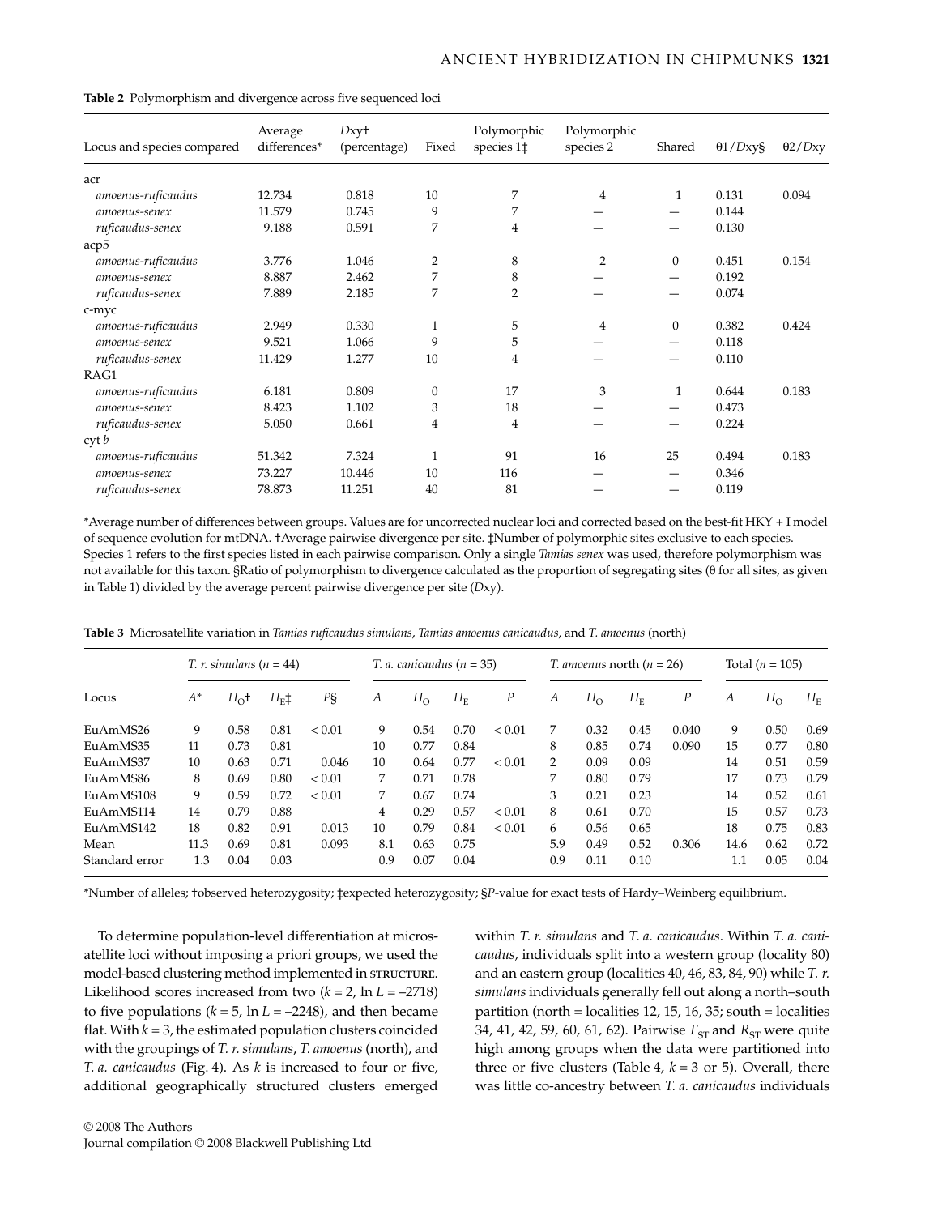**Table 2** Polymorphism and divergence across five sequenced loci

| Locus and species compared | Average differences* | $D$xy† (percentage) | Fixed | Polymorphic species 1‡ | Polymorphic species 2 | Shared | θ1/$D$xy§ | θ2/$D$xy |
|---|---|---|---|---|---|---|---|---|
| acr | | | | | | | | |
| *amoenus-ruficaudus* | 12.734 | 0.818 | 10 | 7 | 4 | 1 | 0.131 | 0.094 |
| *amoenus-senex* | 11.579 | 0.745 | 9 | 7 | — | — | 0.144 | |
| *ruficaudus-senex* | 9.188 | 0.591 | 7 | 4 | — | — | 0.130 | |
| acp5 | | | | | | | | |
| *amoenus-ruficaudus* | 3.776 | 1.046 | 2 | 8 | 2 | 0 | 0.451 | 0.154 |
| *amoenus-senex* | 8.887 | 2.462 | 7 | 8 | — | — | 0.192 | |
| *ruficaudus-senex* | 7.889 | 2.185 | 7 | 2 | — | — | 0.074 | |
| c-myc | | | | | | | | |
| *amoenus-ruficaudus* | 2.949 | 0.330 | 1 | 5 | 4 | 0 | 0.382 | 0.424 |
| *amoenus-senex* | 9.521 | 1.066 | 9 | 5 | — | — | 0.118 | |
| *ruficaudus-senex* | 11.429 | 1.277 | 10 | 4 | — | — | 0.110 | |
| RAG1 | | | | | | | | |
| *amoenus-ruficaudus* | 6.181 | 0.809 | 0 | 17 | 3 | 1 | 0.644 | 0.183 |
| *amoenus-senex* | 8.423 | 1.102 | 3 | 18 | — | — | 0.473 | |
| *ruficaudus-senex* | 5.050 | 0.661 | 4 | 4 | — | — | 0.224 | |
| cyt *b* | | | | | | | | |
| *amoenus-ruficaudus* | 51.342 | 7.324 | 1 | 91 | 16 | 25 | 0.494 | 0.183 |
| *amoenus-senex* | 73.227 | 10.446 | 10 | 116 | — | — | 0.346 | |
| *ruficaudus-senex* | 78.873 | 11.251 | 40 | 81 | — | — | 0.119 | |

*Average number of differences between groups. Values are for uncorrected nuclear loci and corrected based on the best-fit HKY + I model of sequence evolution for mtDNA. †Average pairwise divergence per site. ‡Number of polymorphic sites exclusive to each species. Species 1 refers to the first species listed in each pairwise comparison. Only a single *Tamias senex* was used, therefore polymorphism was not available for this taxon. §Ratio of polymorphism to divergence calculated as the proportion of segregating sites (θ for all sites, as given in Table 1) divided by the average percent pairwise divergence per site ($D$xy).

**Table 3** Microsatellite variation in *Tamias ruficaudus simulans*, *Tamias amoenus canicaudus*, and *T. amoenus* (north)

| | *T. r. simulans* ($n$ = 44) | | | | *T. a. canicaudus* ($n$ = 35) | | | | *T. amoenus* north ($n$ = 26) | | | | Total ($n$ = 105) | | |
|---|---|---|---|---|---|---|---|---|---|---|---|---|---|---|---|
| Locus | $A$* | $H_O$† | $H_E$‡ | $P$§ | $A$ | $H_O$ | $H_E$ | $P$ | $A$ | $H_O$ | $H_E$ | $P$ | $A$ | $H_O$ | $H_E$ |
| EuAmMS26 | 9 | 0.58 | 0.81 | < 0.01 | 9 | 0.54 | 0.70 | < 0.01 | 7 | 0.32 | 0.45 | 0.040 | 9 | 0.50 | 0.69 |
| EuAmMS35 | 11 | 0.73 | 0.81 | | 10 | 0.77 | 0.84 | | 8 | 0.85 | 0.74 | 0.090 | 15 | 0.77 | 0.80 |
| EuAmMS37 | 10 | 0.63 | 0.71 | 0.046 | 10 | 0.64 | 0.77 | < 0.01 | 2 | 0.09 | 0.09 | | 14 | 0.51 | 0.59 |
| EuAmMS86 | 8 | 0.69 | 0.80 | < 0.01 | 7 | 0.71 | 0.78 | | 7 | 0.80 | 0.79 | | 17 | 0.73 | 0.79 |
| EuAmMS108 | 9 | 0.59 | 0.72 | < 0.01 | 7 | 0.67 | 0.74 | | 3 | 0.21 | 0.23 | | 14 | 0.52 | 0.61 |
| EuAmMS114 | 14 | 0.79 | 0.88 | | 4 | 0.29 | 0.57 | < 0.01 | 8 | 0.61 | 0.70 | | 15 | 0.57 | 0.73 |
| EuAmMS142 | 18 | 0.82 | 0.91 | 0.013 | 10 | 0.79 | 0.84 | < 0.01 | 6 | 0.56 | 0.65 | | 18 | 0.75 | 0.83 |
| Mean | 11.3 | 0.69 | 0.81 | 0.093 | 8.1 | 0.63 | 0.75 | | 5.9 | 0.49 | 0.52 | 0.306 | 14.6 | 0.62 | 0.72 |
| Standard error | 1.3 | 0.04 | 0.03 | | 0.9 | 0.07 | 0.04 | | 0.9 | 0.11 | 0.10 | | 1.1 | 0.05 | 0.04 |

*Number of alleles; †observed heterozygosity; ‡expected heterozygosity; §$P$-value for exact tests of Hardy–Weinberg equilibrium.

To determine population-level differentiation at microsatellite loci without imposing a priori groups, we used the model-based clustering method implemented in STRUCTURE. Likelihood scores increased from two ($k$ = 2, ln $L$ = –2718) to five populations ($k$ = 5, ln $L$ = –2248), and then became flat. With $k$ = 3, the estimated population clusters coincided with the groupings of *T. r. simulans*, *T. amoenus* (north), and *T. a. canicaudus* (Fig. 4). As $k$ is increased to four or five, additional geographically structured clusters emerged within *T. r. simulans* and *T. a. canicaudus*. Within *T. a. canicaudus,* individuals split into a western group (locality 80) and an eastern group (localities 40, 46, 83, 84, 90) while *T. r. simulans* individuals generally fell out along a north–south partition (north = localities 12, 15, 16, 35; south = localities 34, 41, 42, 59, 60, 61, 62). Pairwise $F_{ST}$ and $R_{ST}$ were quite high among groups when the data were partitioned into three or five clusters (Table 4, $k$ = 3 or 5). Overall, there was little co-ancestry between *T. a. canicaudus* individuals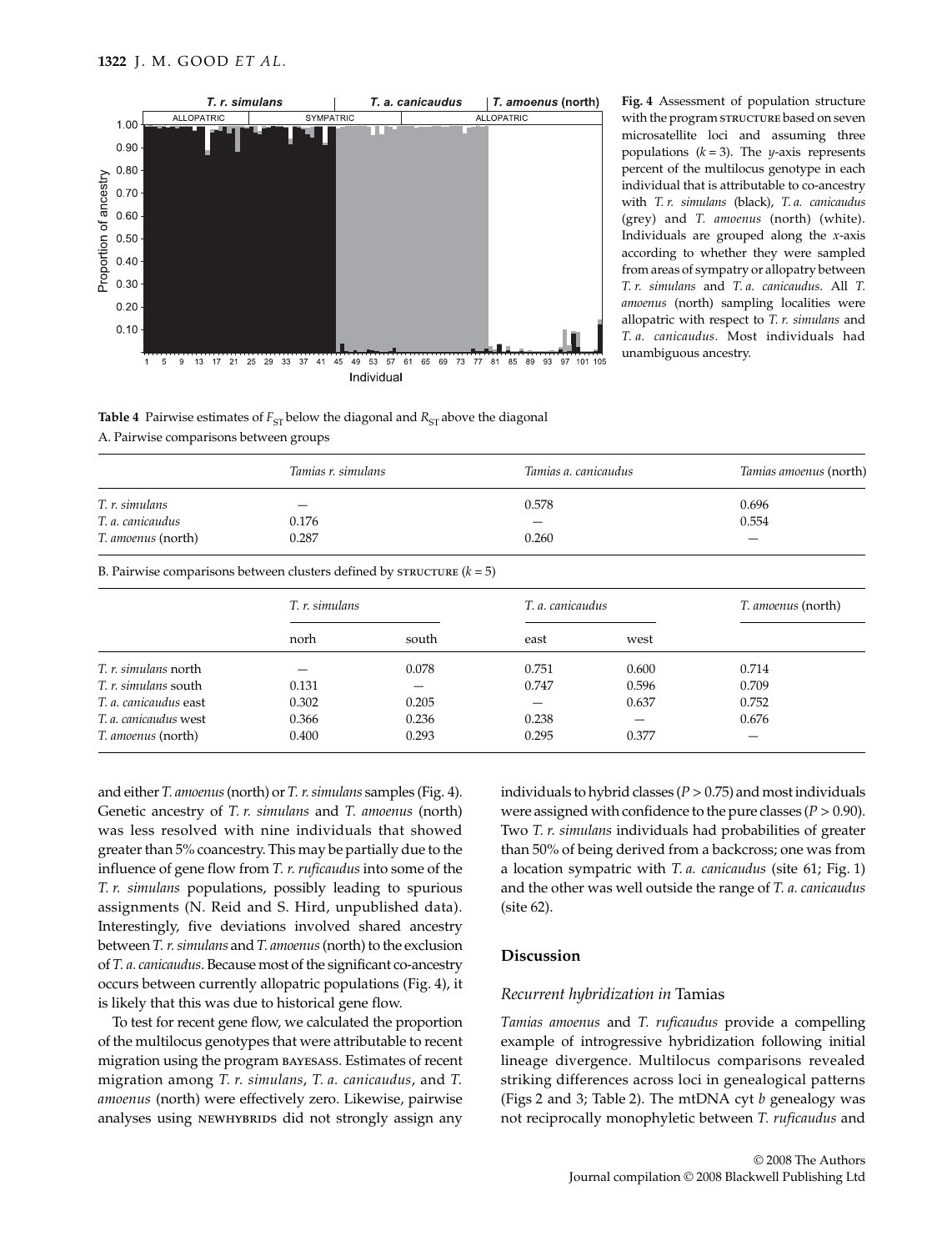**Fig. 4** Assessment of population structure with the program STRUCTURE based on seven microsatellite loci and assuming three populations ($k = 3$). The $y$-axis represents percent of the multilocus genotype in each individual that is attributable to co-ancestry with *T. r. simulans* (black), *T. a. canicaudus* (grey) and *T. amoenus* (north) (white). Individuals are grouped along the $x$-axis according to whether they were sampled from areas of sympatry or allopatry between *T. r. simulans* and *T. a. canicaudus*. All *T. amoenus* (north) sampling localities were allopatric with respect to *T. r. simulans* and *T. a. canicaudus*. Most individuals had unambiguous ancestry.

**Table 4** Pairwise estimates of $F_{ST}$ below the diagonal and $R_{ST}$ above the diagonal

A. Pairwise comparisons between groups

| | *Tamias r. simulans* | *Tamias a. canicaudus* | *Tamias amoenus* (north) |
|---|---|---|---|
| *T. r. simulans* | — | 0.578 | 0.696 |
| *T. a. canicaudus* | 0.176 | — | 0.554 |
| *T. amoenus* (north) | 0.287 | 0.260 | — |

B. Pairwise comparisons between clusters defined by STRUCTURE ($k = 5$)

| | *T. r. simulans* | | *T. a. canicaudus* | | *T. amoenus* (north) |
|---|---|---|---|---|---|
| | norh | south | east | west | |
| *T. r. simulans* north | — | 0.078 | 0.751 | 0.600 | 0.714 |
| *T. r. simulans* south | 0.131 | — | 0.747 | 0.596 | 0.709 |
| *T. a. canicaudus* east | 0.302 | 0.205 | — | 0.637 | 0.752 |
| *T. a. canicaudus* west | 0.366 | 0.236 | 0.238 | — | 0.676 |
| *T. amoenus* (north) | 0.400 | 0.293 | 0.295 | 0.377 | — |

and either *T. amoenus* (north) or *T. r. simulans* samples (Fig. 4). Genetic ancestry of *T. r. simulans* and *T. amoenus* (north) was less resolved with nine individuals that showed greater than 5% coancestry. This may be partially due to the influence of gene flow from *T. r. ruficaudus* into some of the *T. r. simulans* populations, possibly leading to spurious assignments (N. Reid and S. Hird, unpublished data). Interestingly, five deviations involved shared ancestry between *T. r. simulans* and *T. amoenus* (north) to the exclusion of *T. a. canicaudus*. Because most of the significant co-ancestry occurs between currently allopatric populations (Fig. 4), it is likely that this was due to historical gene flow.

To test for recent gene flow, we calculated the proportion of the multilocus genotypes that were attributable to recent migration using the program BAYESASS. Estimates of recent migration among *T. r. simulans*, *T. a. canicaudus*, and *T. amoenus* (north) were effectively zero. Likewise, pairwise analyses using NEWHYBRIDS did not strongly assign any individuals to hybrid classes ($P > 0.75$) and most individuals were assigned with confidence to the pure classes ($P > 0.90$). Two *T. r. simulans* individuals had probabilities of greater than 50% of being derived from a backcross; one was from a location sympatric with *T. a. canicaudus* (site 61; Fig. 1) and the other was well outside the range of *T. a. canicaudus* (site 62).

## Discussion

### Recurrent hybridization in *Tamias*

*Tamias amoenus* and *T. ruficaudus* provide a compelling example of introgressive hybridization following initial lineage divergence. Multilocus comparisons revealed striking differences across loci in genealogical patterns (Figs 2 and 3; Table 2). The mtDNA cyt *b* genealogy was not reciprocally monophyletic between *T. ruficaudus* and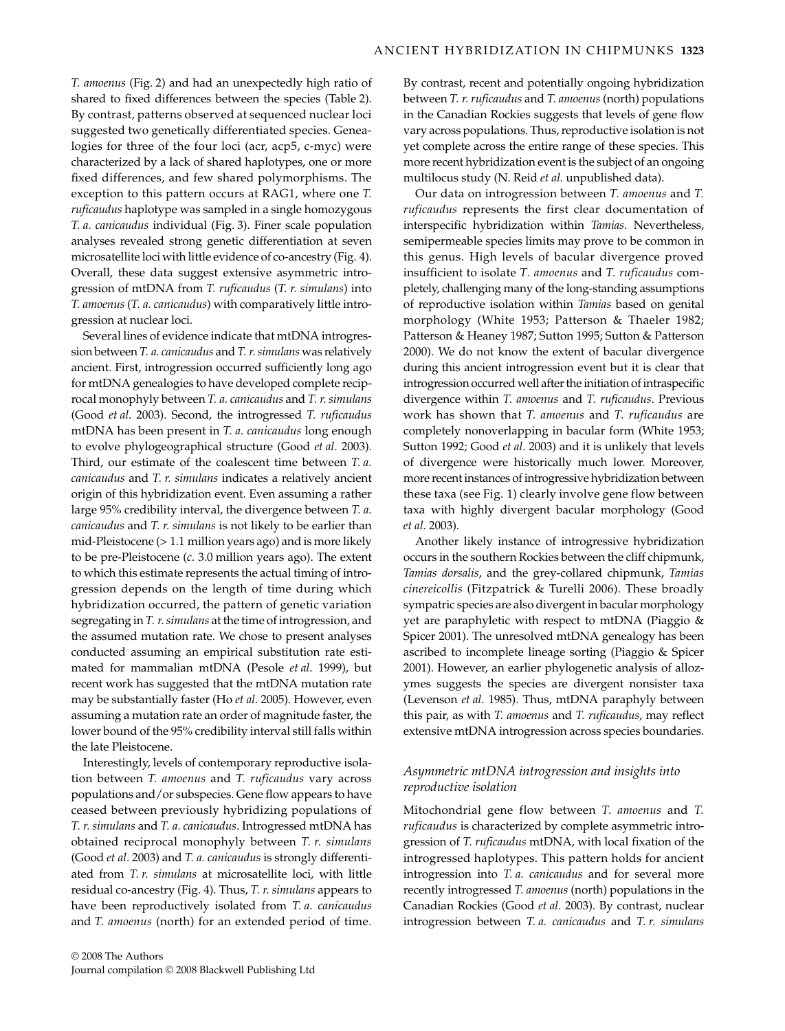*T. amoenus* (Fig. 2) and had an unexpectedly high ratio of shared to fixed differences between the species (Table 2). By contrast, patterns observed at sequenced nuclear loci suggested two genetically differentiated species. Genealogies for three of the four loci (acr, acp5, c-myc) were characterized by a lack of shared haplotypes, one or more fixed differences, and few shared polymorphisms. The exception to this pattern occurs at RAG1, where one *T. ruficaudus* haplotype was sampled in a single homozygous *T. a. canicaudus* individual (Fig. 3). Finer scale population analyses revealed strong genetic differentiation at seven microsatellite loci with little evidence of co-ancestry (Fig. 4). Overall, these data suggest extensive asymmetric introgression of mtDNA from *T. ruficaudus* (*T. r. simulans*) into *T. amoenus* (*T. a. canicaudus*) with comparatively little introgression at nuclear loci.

Several lines of evidence indicate that mtDNA introgression between *T. a. canicaudus* and *T. r. simulans* was relatively ancient. First, introgression occurred sufficiently long ago for mtDNA genealogies to have developed complete reciprocal monophyly between *T. a. canicaudus* and *T. r. simulans* (Good *et al*. 2003). Second, the introgressed *T. ruficaudus* mtDNA has been present in *T. a. canicaudus* long enough to evolve phylogeographical structure (Good *et al*. 2003). Third, our estimate of the coalescent time between *T. a. canicaudus* and *T. r. simulans* indicates a relatively ancient origin of this hybridization event. Even assuming a rather large 95% credibility interval, the divergence between *T. a. canicaudus* and *T. r. simulans* is not likely to be earlier than mid-Pleistocene (> 1.1 million years ago) and is more likely to be pre-Pleistocene (*c.* 3.0 million years ago). The extent to which this estimate represents the actual timing of introgression depends on the length of time during which hybridization occurred, the pattern of genetic variation segregating in *T. r. simulans* at the time of introgression, and the assumed mutation rate. We chose to present analyses conducted assuming an empirical substitution rate estimated for mammalian mtDNA (Pesole *et al*. 1999), but recent work has suggested that the mtDNA mutation rate may be substantially faster (Ho *et al*. 2005). However, even assuming a mutation rate an order of magnitude faster, the lower bound of the 95% credibility interval still falls within the late Pleistocene.

Interestingly, levels of contemporary reproductive isolation between *T. amoenus* and *T. ruficaudus* vary across populations and/or subspecies. Gene flow appears to have ceased between previously hybridizing populations of *T. r. simulans* and *T. a. canicaudus*. Introgressed mtDNA has obtained reciprocal monophyly between *T. r. simulans* (Good *et al*. 2003) and *T. a. canicaudus* is strongly differentiated from *T. r. simulans* at microsatellite loci, with little residual co-ancestry (Fig. 4). Thus, *T. r. simulans* appears to have been reproductively isolated from *T. a. canicaudus* and *T. amoenus* (north) for an extended period of time. By contrast, recent and potentially ongoing hybridization between *T. r. ruficaudus* and *T. amoenus* (north) populations in the Canadian Rockies suggests that levels of gene flow vary across populations. Thus, reproductive isolation is not yet complete across the entire range of these species. This more recent hybridization event is the subject of an ongoing multilocus study (N. Reid *et al.* unpublished data).

Our data on introgression between *T. amoenus* and *T. ruficaudus* represents the first clear documentation of interspecific hybridization within *Tamias*. Nevertheless, semipermeable species limits may prove to be common in this genus. High levels of bacular divergence proved insufficient to isolate *T. amoenus* and *T. ruficaudus* completely, challenging many of the long-standing assumptions of reproductive isolation within *Tamias* based on genital morphology (White 1953; Patterson & Thaeler 1982; Patterson & Heaney 1987; Sutton 1995; Sutton & Patterson 2000). We do not know the extent of bacular divergence during this ancient introgression event but it is clear that introgression occurred well after the initiation of intraspecific divergence within *T. amoenus* and *T. ruficaudus*. Previous work has shown that *T. amoenus* and *T. ruficaudus* are completely nonoverlapping in bacular form (White 1953; Sutton 1992; Good *et al*. 2003) and it is unlikely that levels of divergence were historically much lower. Moreover, more recent instances of introgressive hybridization between these taxa (see Fig. 1) clearly involve gene flow between taxa with highly divergent bacular morphology (Good *et al*. 2003).

Another likely instance of introgressive hybridization occurs in the southern Rockies between the cliff chipmunk, *Tamias dorsalis*, and the grey-collared chipmunk, *Tamias cinereicollis* (Fitzpatrick & Turelli 2006). These broadly sympatric species are also divergent in bacular morphology yet are paraphyletic with respect to mtDNA (Piaggio & Spicer 2001). The unresolved mtDNA genealogy has been ascribed to incomplete lineage sorting (Piaggio & Spicer 2001). However, an earlier phylogenetic analysis of allozymes suggests the species are divergent nonsister taxa (Levenson *et al.* 1985). Thus, mtDNA paraphyly between this pair, as with *T. amoenus* and *T. ruficaudus*, may reflect extensive mtDNA introgression across species boundaries.

### *Asymmetric mtDNA introgression and insights into reproductive isolation*

Mitochondrial gene flow between *T. amoenus* and *T. ruficaudus* is characterized by complete asymmetric introgression of *T. ruficaudus* mtDNA, with local fixation of the introgressed haplotypes. This pattern holds for ancient introgression into *T. a. canicaudus* and for several more recently introgressed *T. amoenus* (north) populations in the Canadian Rockies (Good *et al*. 2003). By contrast, nuclear introgression between *T. a. canicaudus* and *T. r. simulans*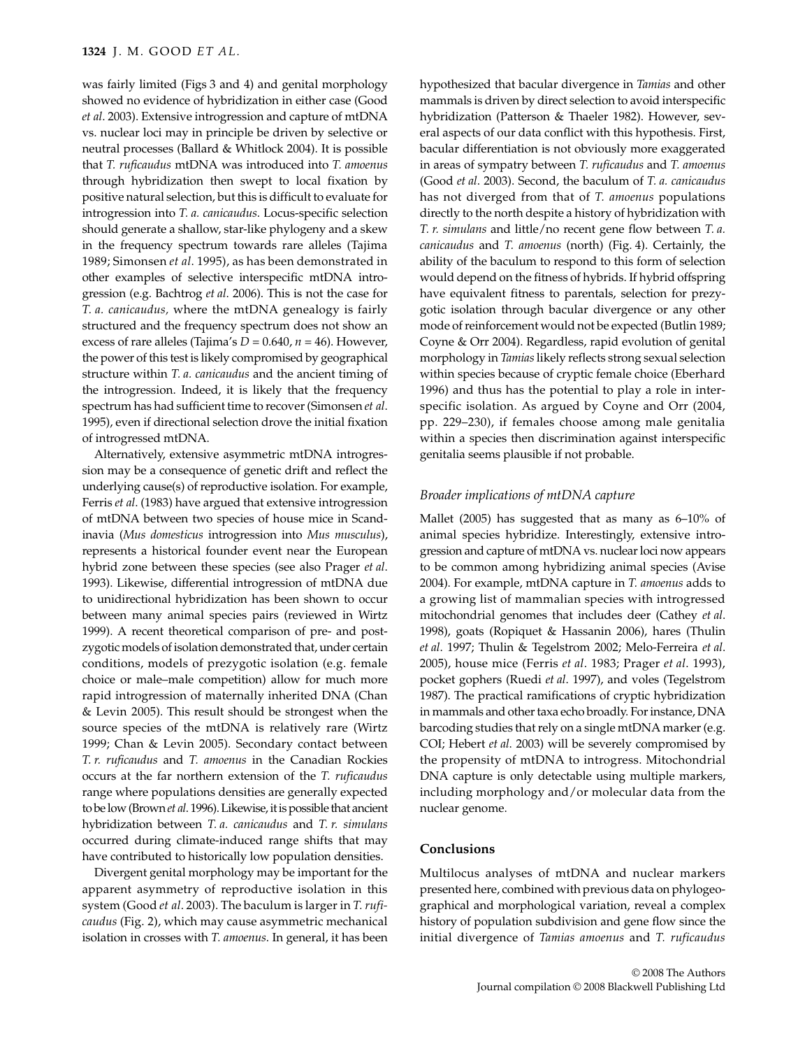was fairly limited (Figs 3 and 4) and genital morphology showed no evidence of hybridization in either case (Good *et al*. 2003). Extensive introgression and capture of mtDNA vs. nuclear loci may in principle be driven by selective or neutral processes (Ballard & Whitlock 2004). It is possible that *T. ruficaudus* mtDNA was introduced into *T. amoenus* through hybridization then swept to local fixation by positive natural selection, but this is difficult to evaluate for introgression into *T. a. canicaudus*. Locus-specific selection should generate a shallow, star-like phylogeny and a skew in the frequency spectrum towards rare alleles (Tajima 1989; Simonsen *et al*. 1995), as has been demonstrated in other examples of selective interspecific mtDNA introgression (e.g. Bachtrog *et al*. 2006). This is not the case for *T. a. canicaudus*, where the mtDNA genealogy is fairly structured and the frequency spectrum does not show an excess of rare alleles (Tajima's $D = 0.640$, $n = 46$). However, the power of this test is likely compromised by geographical structure within *T. a. canicaudus* and the ancient timing of the introgression. Indeed, it is likely that the frequency spectrum has had sufficient time to recover (Simonsen *et al*. 1995), even if directional selection drove the initial fixation of introgressed mtDNA.

Alternatively, extensive asymmetric mtDNA introgression may be a consequence of genetic drift and reflect the underlying cause(s) of reproductive isolation. For example, Ferris *et al*. (1983) have argued that extensive introgression of mtDNA between two species of house mice in Scandinavia (*Mus domesticus* introgression into *Mus musculus*), represents a historical founder event near the European hybrid zone between these species (see also Prager *et al*. 1993). Likewise, differential introgression of mtDNA due to unidirectional hybridization has been shown to occur between many animal species pairs (reviewed in Wirtz 1999). A recent theoretical comparison of pre- and postzygotic models of isolation demonstrated that, under certain conditions, models of prezygotic isolation (e.g. female choice or male–male competition) allow for much more rapid introgression of maternally inherited DNA (Chan & Levin 2005). This result should be strongest when the source species of the mtDNA is relatively rare (Wirtz 1999; Chan & Levin 2005). Secondary contact between *T. r. ruficaudus* and *T. amoenus* in the Canadian Rockies occurs at the far northern extension of the *T. ruficaudus* range where populations densities are generally expected to be low (Brown *et al*. 1996). Likewise, it is possible that ancient hybridization between *T. a. canicaudus* and *T. r. simulans* occurred during climate-induced range shifts that may have contributed to historically low population densities.

Divergent genital morphology may be important for the apparent asymmetry of reproductive isolation in this system (Good *et al*. 2003). The baculum is larger in *T. ruficaudus* (Fig. 2), which may cause asymmetric mechanical isolation in crosses with *T. amoenus*. In general, it has been hypothesized that bacular divergence in *Tamias* and other mammals is driven by direct selection to avoid interspecific hybridization (Patterson & Thaeler 1982). However, several aspects of our data conflict with this hypothesis. First, bacular differentiation is not obviously more exaggerated in areas of sympatry between *T. ruficaudus* and *T. amoenus* (Good *et al*. 2003). Second, the baculum of *T. a. canicaudus* has not diverged from that of *T. amoenus* populations directly to the north despite a history of hybridization with *T. r. simulans* and little/no recent gene flow between *T. a. canicaudus* and *T. amoenus* (north) (Fig. 4). Certainly, the ability of the baculum to respond to this form of selection would depend on the fitness of hybrids. If hybrid offspring have equivalent fitness to parentals, selection for prezygotic isolation through bacular divergence or any other mode of reinforcement would not be expected (Butlin 1989; Coyne & Orr 2004). Regardless, rapid evolution of genital morphology in *Tamias* likely reflects strong sexual selection within species because of cryptic female choice (Eberhard 1996) and thus has the potential to play a role in interspecific isolation. As argued by Coyne and Orr (2004, pp. 229–230), if females choose among male genitalia within a species then discrimination against interspecific genitalia seems plausible if not probable.

### *Broader implications of mtDNA capture*

Mallet (2005) has suggested that as many as 6–10% of animal species hybridize. Interestingly, extensive introgression and capture of mtDNA vs. nuclear loci now appears to be common among hybridizing animal species (Avise 2004). For example, mtDNA capture in *T. amoenus* adds to a growing list of mammalian species with introgressed mitochondrial genomes that includes deer (Cathey *et al*. 1998), goats (Ropiquet & Hassanin 2006), hares (Thulin *et al*. 1997; Thulin & Tegelstrom 2002; Melo-Ferreira *et al*. 2005), house mice (Ferris *et al*. 1983; Prager *et al*. 1993), pocket gophers (Ruedi *et al*. 1997), and voles (Tegelstrom 1987). The practical ramifications of cryptic hybridization in mammals and other taxa echo broadly. For instance, DNA barcoding studies that rely on a single mtDNA marker (e.g. COI; Hebert *et al*. 2003) will be severely compromised by the propensity of mtDNA to introgress. Mitochondrial DNA capture is only detectable using multiple markers, including morphology and/or molecular data from the nuclear genome.

## Conclusions

Multilocus analyses of mtDNA and nuclear markers presented here, combined with previous data on phylogeographical and morphological variation, reveal a complex history of population subdivision and gene flow since the initial divergence of *Tamias amoenus* and *T. ruficaudus*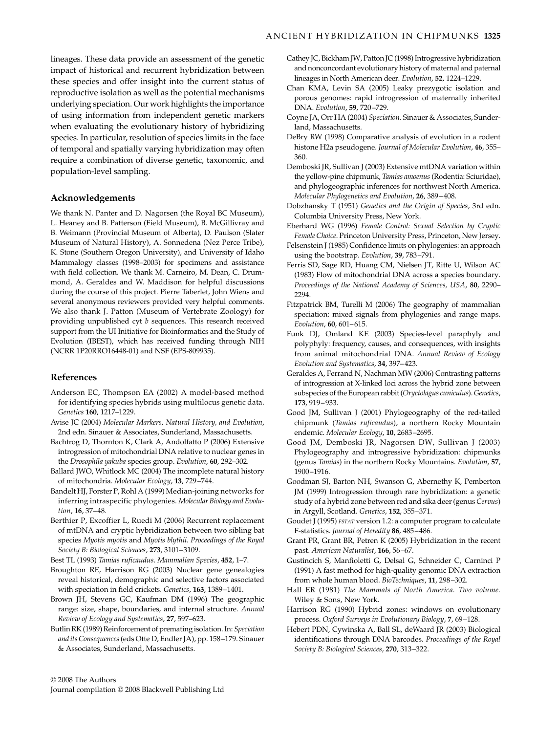lineages. These data provide an assessment of the genetic impact of historical and recurrent hybridization between these species and offer insight into the current status of reproductive isolation as well as the potential mechanisms underlying speciation. Our work highlights the importance of using information from independent genetic markers when evaluating the evolutionary history of hybridizing species. In particular, resolution of species limits in the face of temporal and spatially varying hybridization may often require a combination of diverse genetic, taxonomic, and population-level sampling.

## Acknowledgements

We thank N. Panter and D. Nagorsen (the Royal BC Museum), L. Heaney and B. Patterson (Field Museum), B. McGillivray and B. Weimann (Provincial Museum of Alberta), D. Paulson (Slater Museum of Natural History), A. Sonnedena (Nez Perce Tribe), K. Stone (Southern Oregon University), and University of Idaho Mammalogy classes (1998–2003) for specimens and assistance with field collection. We thank M. Carneiro, M. Dean, C. Drummond, A. Geraldes and W. Maddison for helpful discussions during the course of this project. Pierre Taberlet, John Wiens and several anonymous reviewers provided very helpful comments. We also thank J. Patton (Museum of Vertebrate Zoology) for providing unpublished cyt *b* sequences. This research received support from the UI Initiative for Bioinformatics and the Study of Evolution (IBEST), which has received funding through NIH (NCRR 1P20RRO16448-01) and NSF (EPS-809935).

## References

Anderson EC, Thompson EA (2002) A model-based method for identifying species hybrids using multilocus genetic data. *Genetics* **160**, 1217–1229.

Avise JC (2004) *Molecular Markers, Natural History, and Evolution*, 2nd edn. Sinauer & Associates, Sunderland, Massachusetts.

Bachtrog D, Thornton K, Clark A, Andolfatto P (2006) Extensive introgression of mitochondrial DNA relative to nuclear genes in the *Drosophila yakuba* species group. *Evolution*, **60**, 292–302.

Ballard JWO, Whitlock MC (2004) The incomplete natural history of mitochondria. *Molecular Ecology*, **13**, 729–744.

Bandelt HJ, Forster P, Rohl A (1999) Median-joining networks for inferring intraspecific phylogenies. *Molecular Biology and Evolution*, **16**, 37–48.

Berthier P, Excoffier L, Ruedi M (2006) Recurrent replacement of mtDNA and cryptic hybridization between two sibling bat species *Myotis myotis* and *Myotis blythii*. *Proceedings of the Royal Society B: Biological Sciences*, **273**, 3101–3109.

Best TL (1993) *Tamias ruficaudus*. *Mammalian Species*, **452**, 1–7.

Broughton RE, Harrison RG (2003) Nuclear gene genealogies reveal historical, demographic and selective factors associated with speciation in field crickets. *Genetics*, **163**, 1389–1401.

Brown JH, Stevens GC, Kaufman DM (1996) The geographic range: size, shape, boundaries, and internal structure. *Annual Review of Ecology and Systematics*, **27**, 597–623.

Butlin RK (1989) Reinforcement of premating isolation. In: *Speciation and its Consequences* (eds Otte D, Endler JA), pp. 158–179. Sinauer & Associates, Sunderland, Massachusetts.

Cathey JC, Bickham JW, Patton JC (1998) Introgressive hybridization and nonconcordant evolutionary history of maternal and paternal lineages in North American deer. *Evolution*, **52**, 1224–1229.

Chan KMA, Levin SA (2005) Leaky prezygotic isolation and porous genomes: rapid introgression of maternally inherited DNA. *Evolution*, **59**, 720–729.

Coyne JA, Orr HA (2004) *Speciation*. Sinauer & Associates, Sunderland, Massachusetts.

DeBry RW (1998) Comparative analysis of evolution in a rodent histone H2a pseudogene. *Journal of Molecular Evolution*, **46**, 355–360.

Demboski JR, Sullivan J (2003) Extensive mtDNA variation within the yellow-pine chipmunk, *Tamias amoenus* (Rodentia: Sciuridae), and phylogeographic inferences for northwest North America. *Molecular Phylogenetics and Evolution*, **26**, 389–408.

Dobzhansky T (1951) *Genetics and the Origin of Species*, 3rd edn. Columbia University Press, New York.

Eberhard WG (1996) *Female Control: Sexual Selection by Cryptic Female Choice*. Princeton University Press, Princeton, New Jersey.

Felsenstein J (1985) Confidence limits on phylogenies: an approach using the bootstrap. *Evolution*, **39**, 783–791.

Ferris SD, Sage RD, Huang CM, Nielsen JT, Ritte U, Wilson AC (1983) Flow of mitochondrial DNA across a species boundary. *Proceedings of the National Academy of Sciences, USA*, **80**, 2290–2294.

Fitzpatrick BM, Turelli M (2006) The geography of mammalian speciation: mixed signals from phylogenies and range maps. *Evolution*, **60**, 601–615.

Funk DJ, Omland KE (2003) Species-level paraphyly and polyphyly: frequency, causes, and consequences, with insights from animal mitochondrial DNA. *Annual Review of Ecology Evolution and Systematics*, **34**, 397–423.

Geraldes A, Ferrand N, Nachman MW (2006) Contrasting patterns of introgression at X-linked loci across the hybrid zone between subspecies of the European rabbit (*Oryctolagus cuniculus*). *Genetics*, **173**, 919–933.

Good JM, Sullivan J (2001) Phylogeography of the red-tailed chipmunk (*Tamias ruficaudus*), a northern Rocky Mountain endemic. *Molecular Ecology*, **10**, 2683–2695.

Good JM, Demboski JR, Nagorsen DW, Sullivan J (2003) Phylogeography and introgressive hybridization: chipmunks (genus *Tamias*) in the northern Rocky Mountains. *Evolution*, **57**, 1900–1916.

Goodman SJ, Barton NH, Swanson G, Abernethy K, Pemberton JM (1999) Introgression through rare hybridization: a genetic study of a hybrid zone between red and sika deer (genus *Cervus*) in Argyll, Scotland. *Genetics*, **152**, 355–371.

Goudet J (1995) *FSTAT* version 1.2: a computer program to calculate F-statistics. *Journal of Heredity* **86**, 485–486.

Grant PR, Grant BR, Petren K (2005) Hybridization in the recent past. *American Naturalist*, **166**, 56–67.

Gustincich S, Manfioletti G, Delsal G, Schneider C, Carninci P (1991) A fast method for high-quality genomic DNA extraction from whole human blood. *BioTechniques*, **11**, 298–302.

Hall ER (1981) *The Mammals of North America. Two volume*. Wiley & Sons, New York.

Harrison RG (1990) Hybrid zones: windows on evolutionary process. *Oxford Surveys in Evolutionary Biology*, **7**, 69–128.

Hebert PDN, Cywinska A, Ball SL, deWaard JR (2003) Biological identifications through DNA barcodes. *Proceedings of the Royal Society B: Biological Sciences*, **270**, 313–322.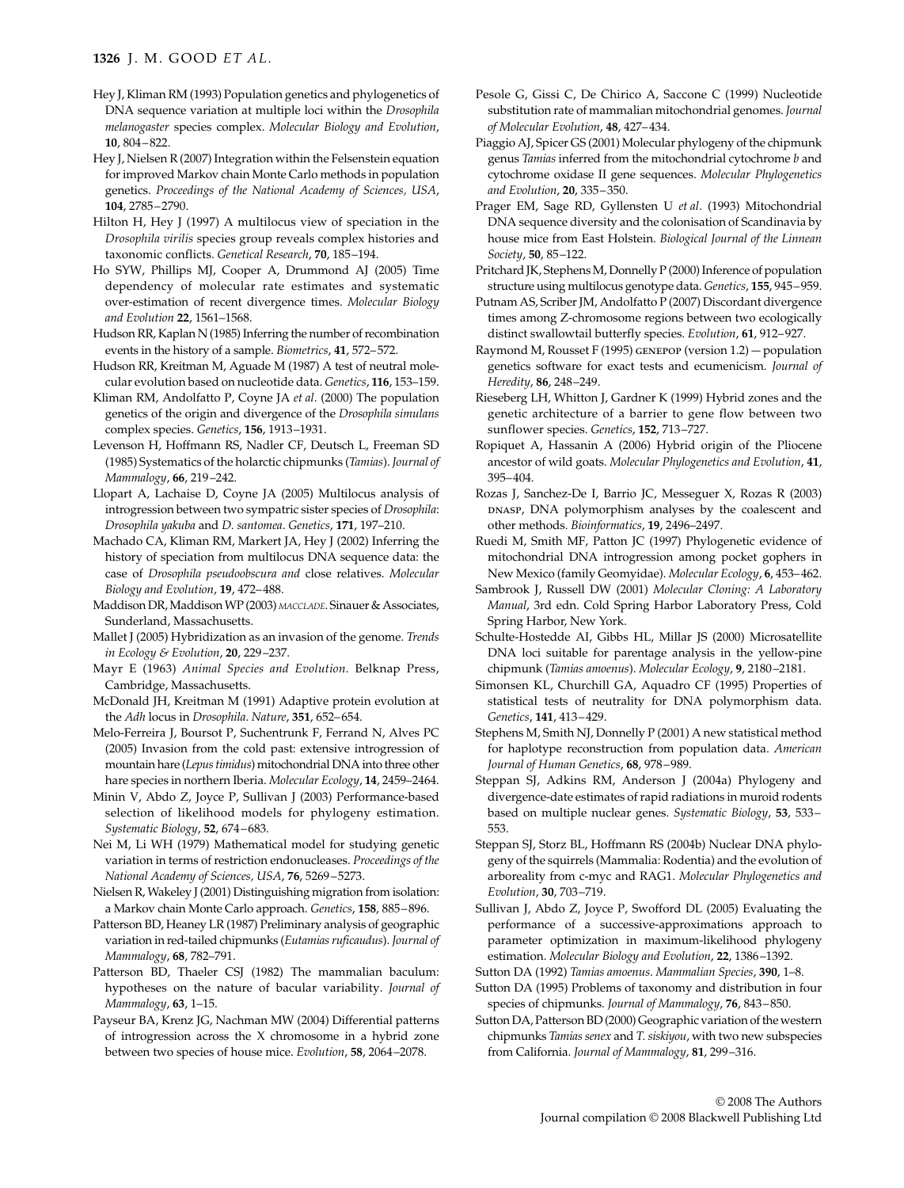Hey J, Kliman RM (1993) Population genetics and phylogenetics of DNA sequence variation at multiple loci within the *Drosophila melanogaster* species complex. *Molecular Biology and Evolution*, **10**, 804–822.

Hey J, Nielsen R (2007) Integration within the Felsenstein equation for improved Markov chain Monte Carlo methods in population genetics. *Proceedings of the National Academy of Sciences, USA*, **104**, 2785–2790.

Hilton H, Hey J (1997) A multilocus view of speciation in the *Drosophila virilis* species group reveals complex histories and taxonomic conflicts. *Genetical Research*, **70**, 185–194.

Ho SYW, Phillips MJ, Cooper A, Drummond AJ (2005) Time dependency of molecular rate estimates and systematic over-estimation of recent divergence times. *Molecular Biology and Evolution* **22**, 1561–1568.

Hudson RR, Kaplan N (1985) Inferring the number of recombination events in the history of a sample. *Biometrics*, **41**, 572–572.

Hudson RR, Kreitman M, Aguade M (1987) A test of neutral molecular evolution based on nucleotide data. *Genetics*, **116**, 153–159.

Kliman RM, Andolfatto P, Coyne JA *et al*. (2000) The population genetics of the origin and divergence of the *Drosophila simulans* complex species. *Genetics*, **156**, 1913–1931.

Levenson H, Hoffmann RS, Nadler CF, Deutsch L, Freeman SD (1985) Systematics of the holarctic chipmunks (*Tamias*). *Journal of Mammalogy*, **66**, 219–242.

Llopart A, Lachaise D, Coyne JA (2005) Multilocus analysis of introgression between two sympatric sister species of *Drosophila*: *Drosophila yakuba* and *D. santomea*. *Genetics*, **171**, 197–210.

Machado CA, Kliman RM, Markert JA, Hey J (2002) Inferring the history of speciation from multilocus DNA sequence data: the case of *Drosophila pseudoobscura and* close relatives. *Molecular Biology and Evolution*, **19**, 472–488.

Maddison DR, Maddison WP (2003) *MACCLADE*. Sinauer & Associates, Sunderland, Massachusetts.

Mallet J (2005) Hybridization as an invasion of the genome. *Trends in Ecology & Evolution*, **20**, 229–237.

Mayr E (1963) *Animal Species and Evolution*. Belknap Press, Cambridge, Massachusetts.

McDonald JH, Kreitman M (1991) Adaptive protein evolution at the *Adh* locus in *Drosophila*. *Nature*, **351**, 652–654.

Melo-Ferreira J, Boursot P, Suchentrunk F, Ferrand N, Alves PC (2005) Invasion from the cold past: extensive introgression of mountain hare (*Lepus timidus*) mitochondrial DNA into three other hare species in northern Iberia. *Molecular Ecology*, **14**, 2459–2464.

Minin V, Abdo Z, Joyce P, Sullivan J (2003) Performance-based selection of likelihood models for phylogeny estimation. *Systematic Biology*, **52**, 674–683.

Nei M, Li WH (1979) Mathematical model for studying genetic variation in terms of restriction endonucleases. *Proceedings of the National Academy of Sciences, USA*, **76**, 5269–5273.

Nielsen R, Wakeley J (2001) Distinguishing migration from isolation: a Markov chain Monte Carlo approach. *Genetics*, **158**, 885–896.

Patterson BD, Heaney LR (1987) Preliminary analysis of geographic variation in red-tailed chipmunks (*Eutamias ruficaudus*). *Journal of Mammalogy*, **68**, 782–791.

Patterson BD, Thaeler CSJ (1982) The mammalian baculum: hypotheses on the nature of bacular variability. *Journal of Mammalogy*, **63**, 1–15.

Payseur BA, Krenz JG, Nachman MW (2004) Differential patterns of introgression across the X chromosome in a hybrid zone between two species of house mice. *Evolution*, **58**, 2064–2078.

Pesole G, Gissi C, De Chirico A, Saccone C (1999) Nucleotide substitution rate of mammalian mitochondrial genomes. *Journal of Molecular Evolution*, **48**, 427–434.

Piaggio AJ, Spicer GS (2001) Molecular phylogeny of the chipmunk genus *Tamias* inferred from the mitochondrial cytochrome *b* and cytochrome oxidase II gene sequences. *Molecular Phylogenetics and Evolution*, **20**, 335–350.

Prager EM, Sage RD, Gyllensten U *et al*. (1993) Mitochondrial DNA sequence diversity and the colonisation of Scandinavia by house mice from East Holstein. *Biological Journal of the Linnean Society*, **50**, 85–122.

Pritchard JK, Stephens M, Donnelly P (2000) Inference of population structure using multilocus genotype data. *Genetics*, **155**, 945–959.

Putnam AS, Scriber JM, Andolfatto P (2007) Discordant divergence times among Z-chromosome regions between two ecologically distinct swallowtail butterfly species. *Evolution*, **61**, 912–927.

Raymond M, Rousset F (1995) GENEPOP (version 1.2) — population genetics software for exact tests and ecumenicism. *Journal of Heredity*, **86**, 248–249.

Rieseberg LH, Whitton J, Gardner K (1999) Hybrid zones and the genetic architecture of a barrier to gene flow between two sunflower species. *Genetics*, **152**, 713–727.

Ropiquet A, Hassanin A (2006) Hybrid origin of the Pliocene ancestor of wild goats. *Molecular Phylogenetics and Evolution*, **41**, 395–404.

Rozas J, Sanchez-De I, Barrio JC, Messeguer X, Rozas R (2003) DNASP, DNA polymorphism analyses by the coalescent and other methods. *Bioinformatics*, **19**, 2496–2497.

Ruedi M, Smith MF, Patton JC (1997) Phylogenetic evidence of mitochondrial DNA introgression among pocket gophers in New Mexico (family Geomyidae). *Molecular Ecology*, **6**, 453–462.

Sambrook J, Russell DW (2001) *Molecular Cloning: A Laboratory Manual*, 3rd edn. Cold Spring Harbor Laboratory Press, Cold Spring Harbor, New York.

Schulte-Hostedde AI, Gibbs HL, Millar JS (2000) Microsatellite DNA loci suitable for parentage analysis in the yellow-pine chipmunk (*Tamias amoenus*). *Molecular Ecology*, **9**, 2180–2181.

Simonsen KL, Churchill GA, Aquadro CF (1995) Properties of statistical tests of neutrality for DNA polymorphism data. *Genetics*, **141**, 413–429.

Stephens M, Smith NJ, Donnelly P (2001) A new statistical method for haplotype reconstruction from population data. *American Journal of Human Genetics*, **68**, 978–989.

Steppan SJ, Adkins RM, Anderson J (2004a) Phylogeny and divergence-date estimates of rapid radiations in muroid rodents based on multiple nuclear genes. *Systematic Biology*, **53**, 533–553.

Steppan SJ, Storz BL, Hoffmann RS (2004b) Nuclear DNA phylogeny of the squirrels (Mammalia: Rodentia) and the evolution of arboreality from c-myc and RAG1. *Molecular Phylogenetics and Evolution*, **30**, 703–719.

Sullivan J, Abdo Z, Joyce P, Swofford DL (2005) Evaluating the performance of a successive-approximations approach to parameter optimization in maximum-likelihood phylogeny estimation. *Molecular Biology and Evolution*, **22**, 1386–1392.

Sutton DA (1992) *Tamias amoenus*. *Mammalian Species*, **390**, 1–8.

Sutton DA (1995) Problems of taxonomy and distribution in four species of chipmunks. *Journal of Mammalogy*, **76**, 843–850.

Sutton DA, Patterson BD (2000) Geographic variation of the western chipmunks *Tamias senex* and *T. siskiyou*, with two new subspecies from California. *Journal of Mammalogy*, **81**, 299–316.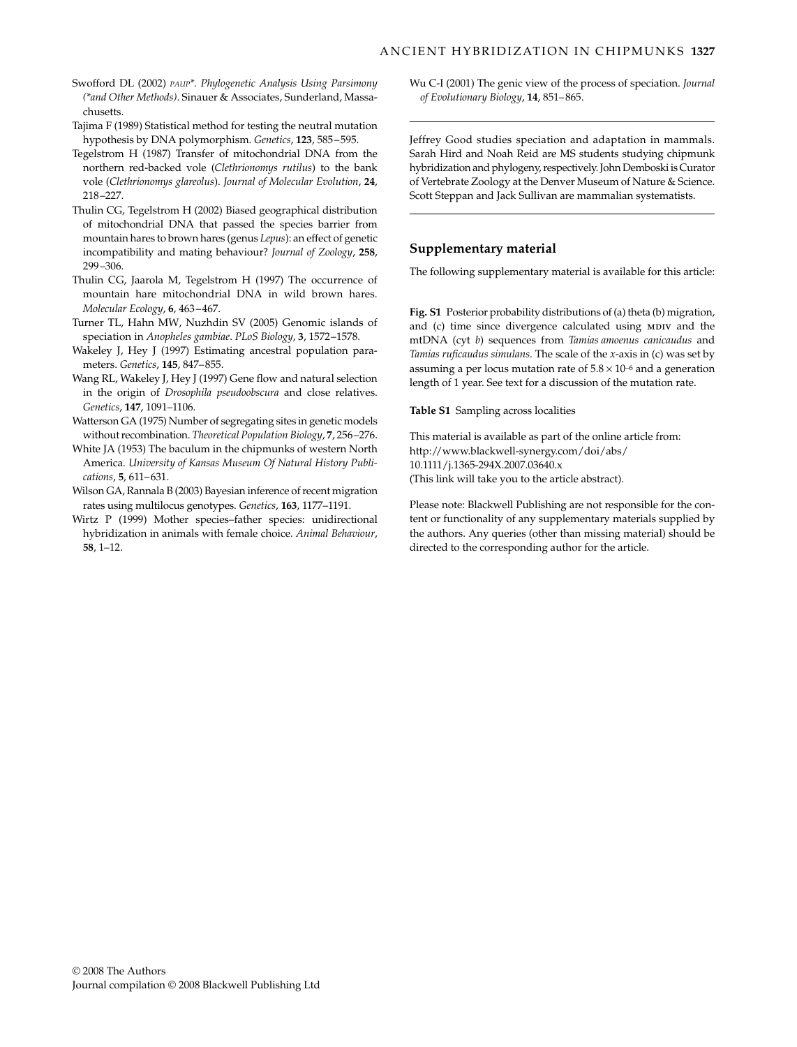Swofford DL (2002) *PAUP\**. *Phylogenetic Analysis Using Parsimony (\*and Other Methods)*. Sinauer & Associates, Sunderland, Massachusetts.

Tajima F (1989) Statistical method for testing the neutral mutation hypothesis by DNA polymorphism. *Genetics*, **123**, 585–595.

Tegelstrom H (1987) Transfer of mitochondrial DNA from the northern red-backed vole (*Clethrionomys rutilus*) to the bank vole (*Clethrionomys glareolus*). *Journal of Molecular Evolution*, **24**, 218–227.

Thulin CG, Tegelstrom H (2002) Biased geographical distribution of mitochondrial DNA that passed the species barrier from mountain hares to brown hares (genus *Lepus*): an effect of genetic incompatibility and mating behaviour? *Journal of Zoology*, **258**, 299–306.

Thulin CG, Jaarola M, Tegelstrom H (1997) The occurrence of mountain hare mitochondrial DNA in wild brown hares. *Molecular Ecology*, **6**, 463–467.

Turner TL, Hahn MW, Nuzhdin SV (2005) Genomic islands of speciation in *Anopheles gambiae*. *PLoS Biology*, **3**, 1572–1578.

Wakeley J, Hey J (1997) Estimating ancestral population parameters. *Genetics*, **145**, 847–855.

Wang RL, Wakeley J, Hey J (1997) Gene flow and natural selection in the origin of *Drosophila pseudoobscura* and close relatives. *Genetics*, **147**, 1091–1106.

Watterson GA (1975) Number of segregating sites in genetic models without recombination. *Theoretical Population Biology*, **7**, 256–276.

White JA (1953) The baculum in the chipmunks of western North America. *University of Kansas Museum Of Natural History Publications*, **5**, 611–631.

Wilson GA, Rannala B (2003) Bayesian inference of recent migration rates using multilocus genotypes. *Genetics*, **163**, 1177–1191.

Wirtz P (1999) Mother species–father species: unidirectional hybridization in animals with female choice. *Animal Behaviour*, **58**, 1–12.

Wu C-I (2001) The genic view of the process of speciation. *Journal of Evolutionary Biology*, **14**, 851–865.

---

Jeffrey Good studies speciation and adaptation in mammals. Sarah Hird and Noah Reid are MS students studying chipmunk hybridization and phylogeny, respectively. John Demboski is Curator of Vertebrate Zoology at the Denver Museum of Nature & Science. Scott Steppan and Jack Sullivan are mammalian systematists.

---

## Supplementary material

The following supplementary material is available for this article:

**Fig. S1** Posterior probability distributions of (a) theta (b) migration, and (c) time since divergence calculated using MDIV and the mtDNA (cyt *b*) sequences from *Tamias amoenus canicaudus* and *Tamias ruficaudus simulans*. The scale of the *x*-axis in (c) was set by assuming a per locus mutation rate of $5.8 \times 10^{-6}$ and a generation length of 1 year. See text for a discussion of the mutation rate.

**Table S1** Sampling across localities

This material is available as part of the online article from:
http://www.blackwell-synergy.com/doi/abs/10.1111/j.1365-294X.2007.03640.x
(This link will take you to the article abstract).

Please note: Blackwell Publishing are not responsible for the content or functionality of any supplementary materials supplied by the authors. Any queries (other than missing material) should be directed to the corresponding author for the article.